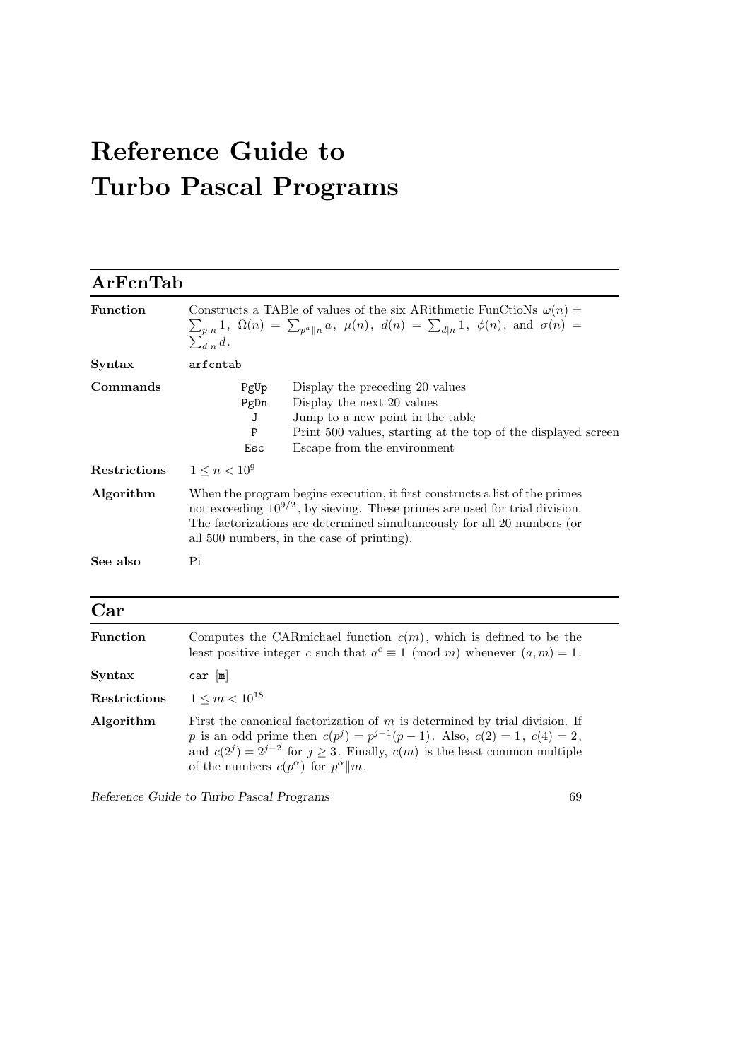# Reference Guide to Turbo Pascal Programs

## ArFcnTab

**Function**

Constructs a TABle of values of the six ARithmetic FunCtioNs $\omega(n) = \sum_{p|n} 1$, $\Omega(n) = \sum_{p^a \| n} a$, $\mu(n)$, $d(n) = \sum_{d|n} 1$, $\phi(n)$, and $\sigma(n) = \sum_{d|n} d$.

**Syntax**

`arfcntab`

**Commands**

| | |
|---|---|
| `PgUp` | Display the preceding 20 values |
| `PgDn` | Display the next 20 values |
| `J` | Jump to a new point in the table |
| `P` | Print 500 values, starting at the top of the displayed screen |
| `Esc` | Escape from the environment |

**Restrictions**

$1 \le n < 10^9$

**Algorithm**

When the program begins execution, it first constructs a list of the primes not exceeding $10^{9/2}$, by sieving. These primes are used for trial division. The factorizations are determined simultaneously for all 20 numbers (or all 500 numbers, in the case of printing).

**See also**

Pi

## Car

**Function**

Computes the CARmichael function $c(m)$, which is defined to be the least positive integer $c$ such that $a^c \equiv 1 \pmod{m}$ whenever $(a, m) = 1$.

**Syntax**

`car [m]`

**Restrictions**

$1 \le m < 10^{18}$

**Algorithm**

First the canonical factorization of $m$ is determined by trial division. If $p$ is an odd prime then $c(p^j) = p^{j-1}(p-1)$. Also, $c(2) = 1$, $c(4) = 2$, and $c(2^j) = 2^{j-2}$ for $j \ge 3$. Finally, $c(m)$ is the least common multiple of the numbers $c(p^\alpha)$ for $p^\alpha \| m$.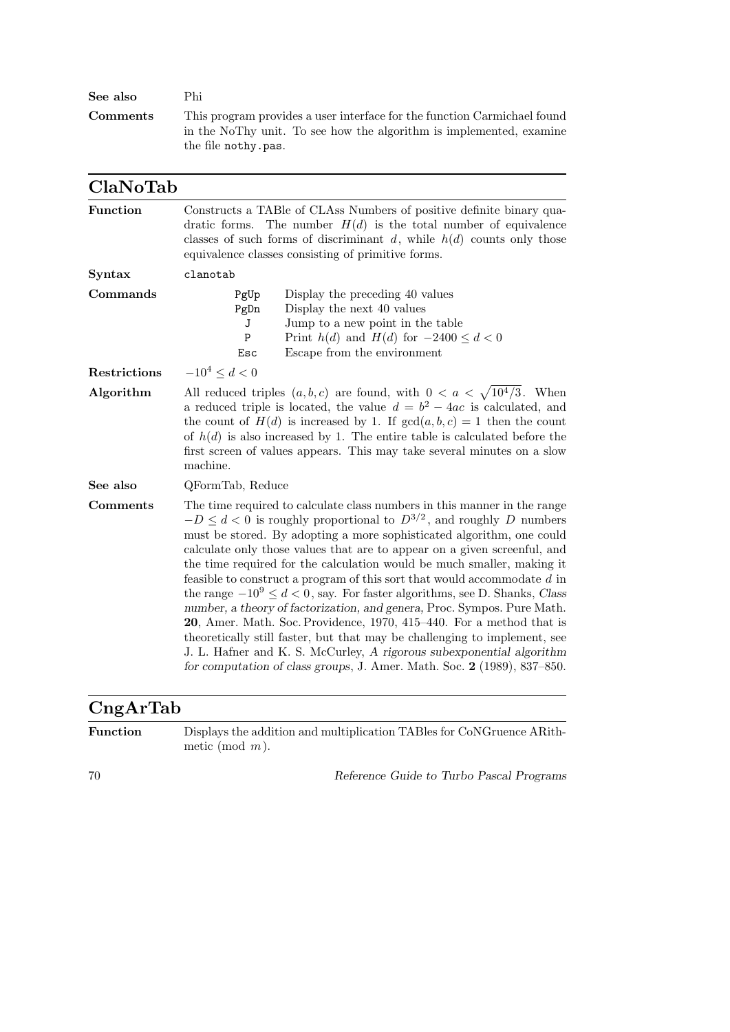**See also** Phi

**Comments** This program provides a user interface for the function Carmichael found in the NoThy unit. To see how the algorithm is implemented, examine the file `nothy.pas`.

## ClaNoTab

**Function** Constructs a TABle of CLAss Numbers of positive definite binary quadratic forms. The number $H(d)$ is the total number of equivalence classes of such forms of discriminant $d$, while $h(d)$ counts only those equivalence classes consisting of primitive forms.

**Syntax** `clanotab`

**Commands**

| | |
|---|---|
| `PgUp` | Display the preceding 40 values |
| `PgDn` | Display the next 40 values |
| `J` | Jump to a new point in the table |
| `P` | Print $h(d)$ and $H(d)$ for $-2400 \le d < 0$ |
| `Esc` | Escape from the environment |

**Restrictions** $-10^4 \le d < 0$

**Algorithm** All reduced triples $(a, b, c)$ are found, with $0 < a < \sqrt{10^4/3}$. When a reduced triple is located, the value $d = b^2 - 4ac$ is calculated, and the count of $H(d)$ is increased by 1. If $\gcd(a, b, c) = 1$ then the count of $h(d)$ is also increased by 1. The entire table is calculated before the first screen of values appears. This may take several minutes on a slow machine.

**See also** QFormTab, Reduce

**Comments** The time required to calculate class numbers in this manner in the range $-D \le d < 0$ is roughly proportional to $D^{3/2}$, and roughly $D$ numbers must be stored. By adopting a more sophisticated algorithm, one could calculate only those values that are to appear on a given screenful, and the time required for the calculation would be much smaller, making it feasible to construct a program of this sort that would accommodate $d$ in the range $-10^9 \le d < 0$, say. For faster algorithms, see D. Shanks, *Class number, a theory of factorization, and genera*, Proc. Sympos. Pure Math. **20**, Amer. Math. Soc. Providence, 1970, 415–440. For a method that is theoretically still faster, but that may be challenging to implement, see J. L. Hafner and K. S. McCurley, *A rigorous subexponential algorithm for computation of class groups*, J. Amer. Math. Soc. **2** (1989), 837–850.

## CngArTab

**Function** Displays the addition and multiplication TABles for CoNGruence ARithmetic (mod $m$).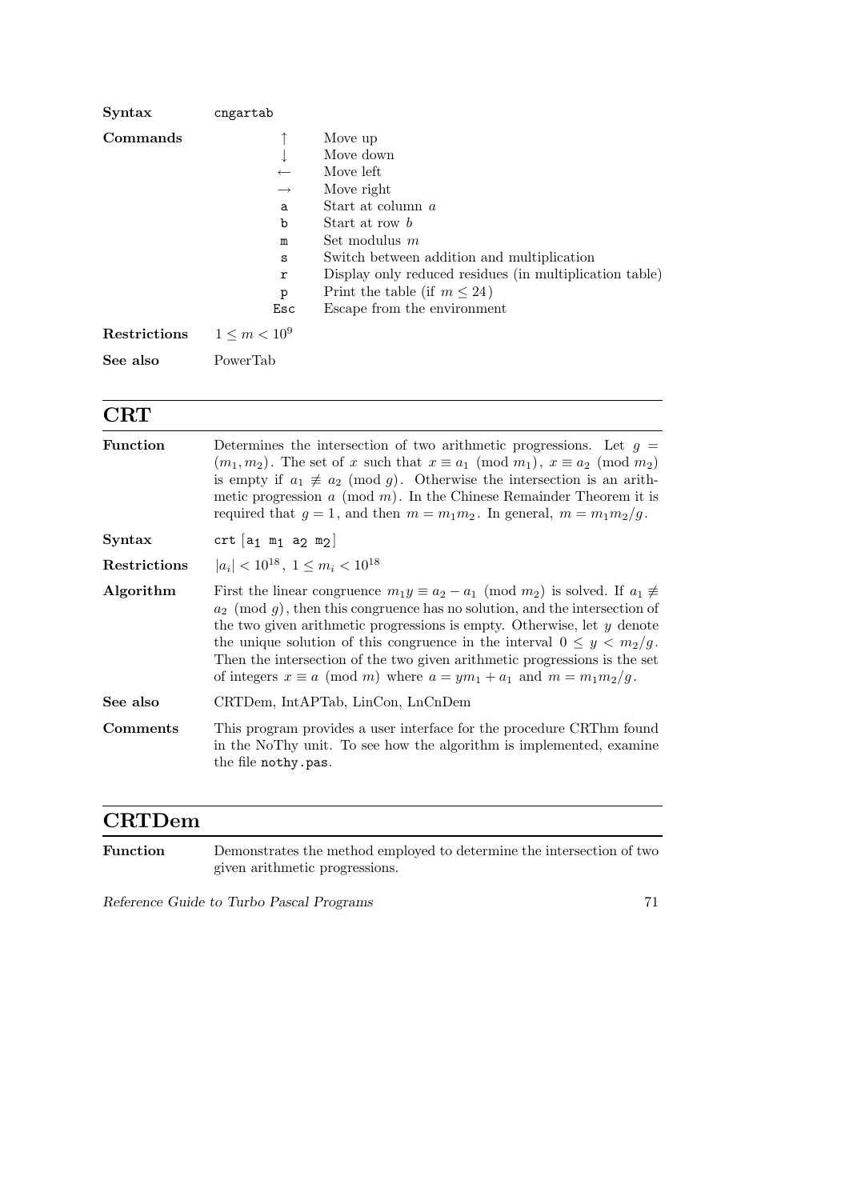| | |
|---|---|
| **Syntax** | `cngartab` |
| **Commands** | $\uparrow$ Move up<br>$\downarrow$ Move down<br>$\leftarrow$ Move left<br>$\rightarrow$ Move right<br>`a` Start at column $a$<br>`b` Start at row $b$<br>`m` Set modulus $m$<br>`s` Switch between addition and multiplication<br>`r` Display only reduced residues (in multiplication table)<br>`p` Print the table (if $m \le 24$)<br>`Esc` Escape from the environment |
| **Restrictions** | $1 \le m < 10^9$ |
| **See also** | PowerTab |

## CRT

**Function** Determines the intersection of two arithmetic progressions. Let $g = (m_1, m_2)$. The set of $x$ such that $x \equiv a_1 \pmod{m_1}$, $x \equiv a_2 \pmod{m_2}$ is empty if $a_1 \not\equiv a_2 \pmod{g}$. Otherwise the intersection is an arithmetic progression $a \pmod{m}$. In the Chinese Remainder Theorem it is required that $g = 1$, and then $m = m_1 m_2$. In general, $m = m_1 m_2 / g$.

**Syntax** `crt [a1 m1 a2 m2]`

**Restrictions** $|a_i| < 10^{18}$, $1 \le m_i < 10^{18}$

**Algorithm** First the linear congruence $m_1 y \equiv a_2 - a_1 \pmod{m_2}$ is solved. If $a_1 \not\equiv a_2 \pmod{g}$, then this congruence has no solution, and the intersection of the two given arithmetic progressions is empty. Otherwise, let $y$ denote the unique solution of this congruence in the interval $0 \le y < m_2/g$. Then the intersection of the two given arithmetic progressions is the set of integers $x \equiv a \pmod{m}$ where $a = y m_1 + a_1$ and $m = m_1 m_2 / g$.

**See also** CRTDem, IntAPTab, LinCon, LnCnDem

**Comments** This program provides a user interface for the procedure CRThm found in the NoThy unit. To see how the algorithm is implemented, examine the file `nothy.pas`.

## CRTDem

**Function** Demonstrates the method employed to determine the intersection of two given arithmetic progressions.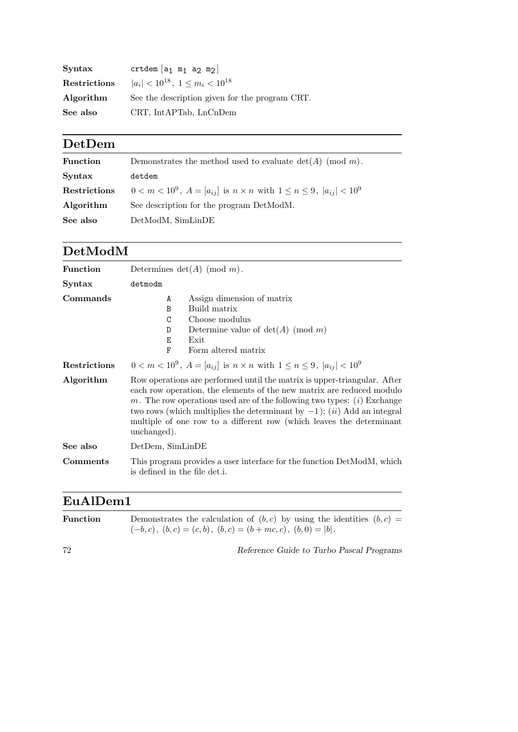**Syntax** `crtdem [a1 m1 a2 m2]`

**Restrictions** $|a_i| < 10^{18}$, $1 \le m_i < 10^{18}$

**Algorithm** See the description given for the program CRT.

**See also** CRT, IntAPTab, LnCnDem

## DetDem

**Function** Demonstrates the method used to evaluate $\det(A) \pmod{m}$.

**Syntax** `detdem`

**Restrictions** $0 < m < 10^9$, $A = [a_{ij}]$ is $n \times n$ with $1 \le n \le 9$, $|a_{ij}| < 10^9$

**Algorithm** See description for the program DetModM.

**See also** DetModM, SimLinDE

## DetModM

**Function** Determines $\det(A) \pmod{m}$.

**Syntax** `detmodm`

**Commands**

- `A` Assign dimension of matrix
- `B` Build matrix
- `C` Choose modulus
- `D` Determine value of $\det(A) \pmod{m}$
- `E` Exit
- `F` Form altered matrix

**Restrictions** $0 < m < 10^9$, $A = [a_{ij}]$ is $n \times n$ with $1 \le n \le 9$, $|a_{ij}| < 10^9$

**Algorithm** Row operations are performed until the matrix is upper-triangular. After each row operation, the elements of the new matrix are reduced modulo $m$. The row operations used are of the following two types: (*i*) Exchange two rows (which multiplies the determinant by $-1$); (*ii*) Add an integral multiple of one row to a different row (which leaves the determinant unchanged).

**See also** DetDem, SimLinDE

**Comments** This program provides a user interface for the function DetModM, which is defined in the file det.i.

## EuAlDem1

**Function** Demonstrates the calculation of $(b, c)$ by using the identities $(b, c) = (-b, c)$, $(b, c) = (c, b)$, $(b, c) = (b + mc, c)$, $(b, 0) = |b|$.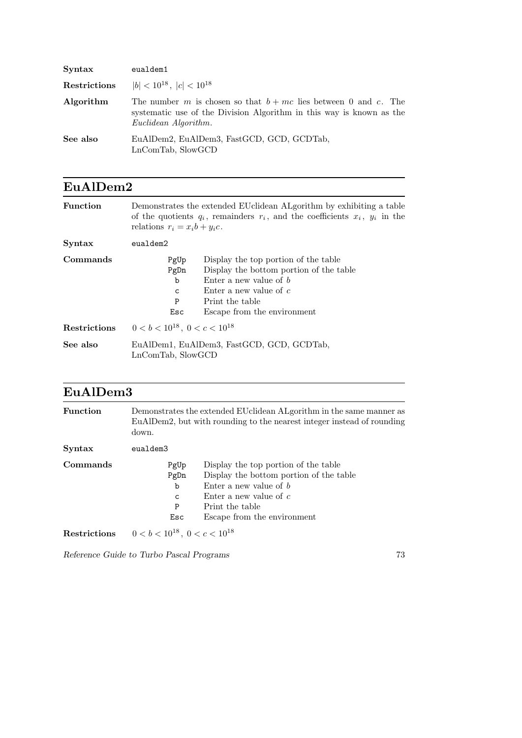| | |
|---|---|
| **Syntax** | `eualdem1` |
| **Restrictions** | $\lvert b \rvert < 10^{18}$, $\lvert c \rvert < 10^{18}$ |
| **Algorithm** | The number $m$ is chosen so that $b + mc$ lies between 0 and $c$. The systematic use of the Division Algorithm in this way is known as the *Euclidean Algorithm*. |
| **See also** | EuAlDem2, EuAlDem3, FastGCD, GCD, GCDTab, LnComTab, SlowGCD |

## EuAlDem2

**Function** Demonstrates the extended EUclidean ALgorithm by exhibiting a table of the quotients $q_i$, remainders $r_i$, and the coefficients $x_i$, $y_i$ in the relations $r_i = x_i b + y_i c$.

**Syntax** `eualdem2`

**Commands**

| Key | Action |
|---|---|
| `PgUp` | Display the top portion of the table |
| `PgDn` | Display the bottom portion of the table |
| `b` | Enter a new value of $b$ |
| `c` | Enter a new value of $c$ |
| `P` | Print the table |
| `Esc` | Escape from the environment |

**Restrictions** $0 < b < 10^{18}$, $0 < c < 10^{18}$

**See also** EuAlDem1, EuAlDem3, FastGCD, GCD, GCDTab, LnComTab, SlowGCD

## EuAlDem3

**Function** Demonstrates the extended EUclidean ALgorithm in the same manner as EuAlDem2, but with rounding to the nearest integer instead of rounding down.

**Syntax** `eualdem3`

**Commands**

| Key | Action |
|---|---|
| `PgUp` | Display the top portion of the table |
| `PgDn` | Display the bottom portion of the table |
| `b` | Enter a new value of $b$ |
| `c` | Enter a new value of $c$ |
| `P` | Print the table |
| `Esc` | Escape from the environment |

**Restrictions** $0 < b < 10^{18}$, $0 < c < 10^{18}$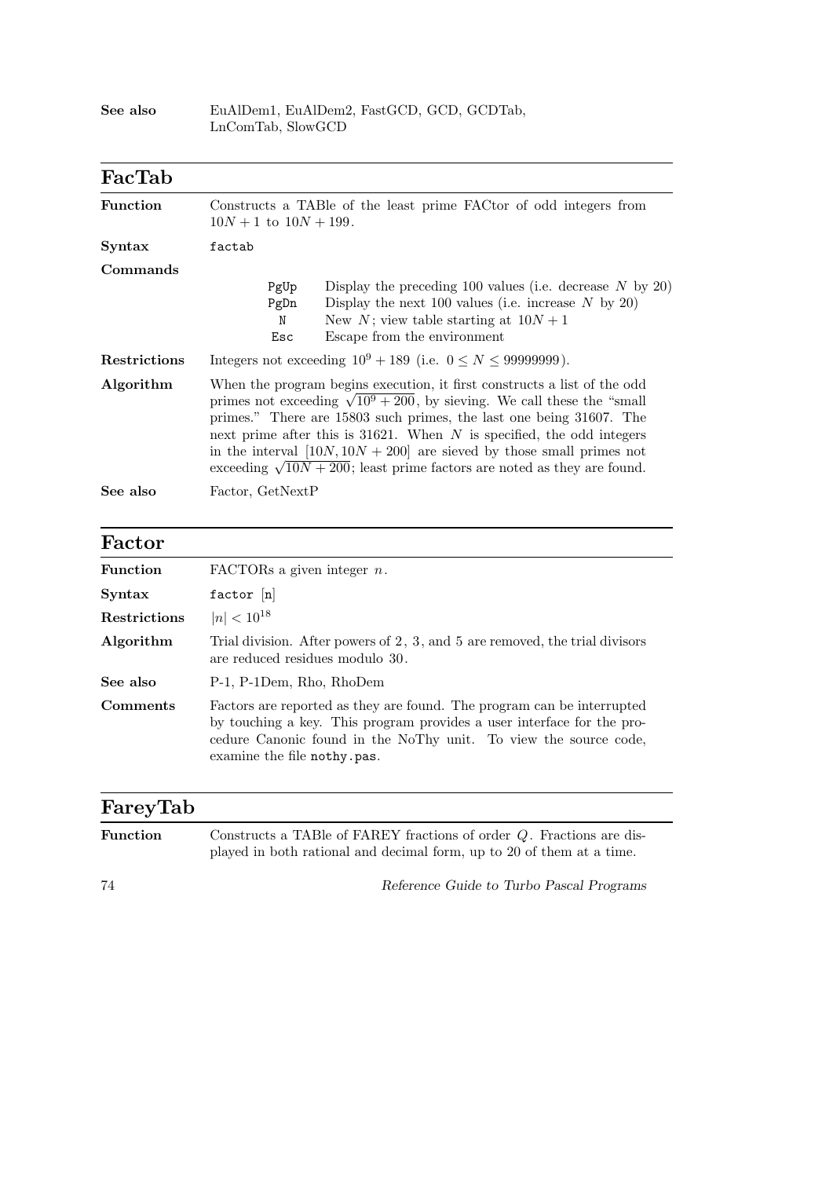**See also** EuAlDem1, EuAlDem2, FastGCD, GCD, GCDTab, LnComTab, SlowGCD

## FacTab

**Function** Constructs a TABle of the least prime FACtor of odd integers from $10N+1$ to $10N+199$.

**Syntax** `factab`

**Commands**

| | |
|---|---|
| `PgUp` | Display the preceding 100 values (i.e. decrease $N$ by 20) |
| `PgDn` | Display the next 100 values (i.e. increase $N$ by 20) |
| `N` | New $N$; view table starting at $10N+1$ |
| `Esc` | Escape from the environment |

**Restrictions** Integers not exceeding $10^9+189$ (i.e. $0 \le N \le 99999999$).

**Algorithm** When the program begins execution, it first constructs a list of the odd primes not exceeding $\sqrt{10^9+200}$, by sieving. We call these the "small primes." There are 15803 such primes, the last one being 31607. The next prime after this is 31621. When $N$ is specified, the odd integers in the interval $[10N, 10N+200]$ are sieved by those small primes not exceeding $\sqrt{10N+200}$; least prime factors are noted as they are found.

**See also** Factor, GetNextP

## Factor

**Function** FACTORs a given integer $n$.

**Syntax** `factor [n]`

**Restrictions** $|n| < 10^{18}$

**Algorithm** Trial division. After powers of 2, 3, and 5 are removed, the trial divisors are reduced residues modulo 30.

**See also** P-1, P-1Dem, Rho, RhoDem

**Comments** Factors are reported as they are found. The program can be interrupted by touching a key. This program provides a user interface for the procedure Canonic found in the NoThy unit. To view the source code, examine the file `nothy.pas`.

## FareyTab

**Function** Constructs a TABle of FAREY fractions of order $Q$. Fractions are displayed in both rational and decimal form, up to 20 of them at a time.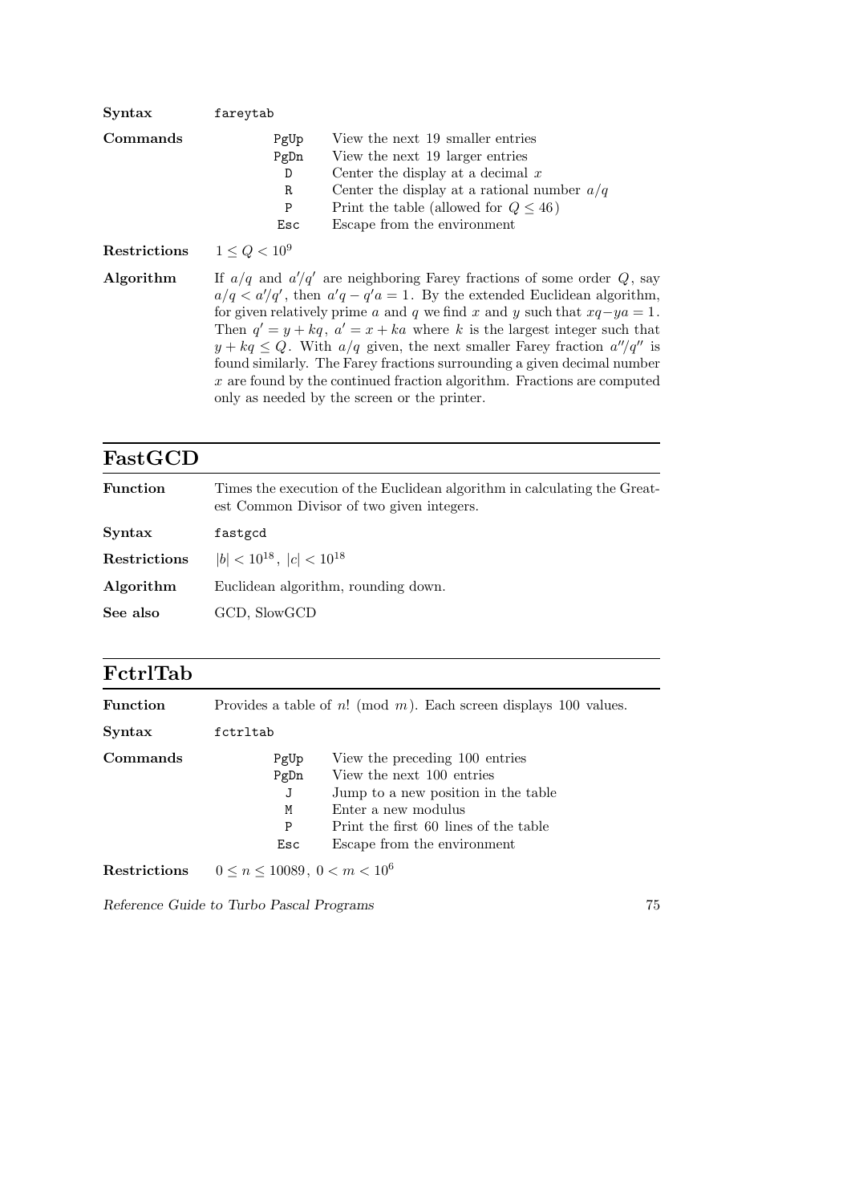**Syntax** fareytab

**Commands**

| | |
|---|---|
| PgUp | View the next 19 smaller entries |
| PgDn | View the next 19 larger entries |
| D | Center the display at a decimal $x$ |
| R | Center the display at a rational number $a/q$ |
| P | Print the table (allowed for $Q \le 46$) |
| Esc | Escape from the environment |

**Restrictions** $1 \le Q < 10^9$

**Algorithm** If $a/q$ and $a'/q'$ are neighboring Farey fractions of some order $Q$, say $a/q < a'/q'$, then $a'q - q'a = 1$. By the extended Euclidean algorithm, for given relatively prime $a$ and $q$ we find $x$ and $y$ such that $xq - ya = 1$. Then $q' = y + kq$, $a' = x + ka$ where $k$ is the largest integer such that $y + kq \le Q$. With $a/q$ given, the next smaller Farey fraction $a''/q''$ is found similarly. The Farey fractions surrounding a given decimal number $x$ are found by the continued fraction algorithm. Fractions are computed only as needed by the screen or the printer.

## FastGCD

**Function** Times the execution of the Euclidean algorithm in calculating the Greatest Common Divisor of two given integers.

**Syntax** fastgcd

**Restrictions** $|b| < 10^{18}$, $|c| < 10^{18}$

**Algorithm** Euclidean algorithm, rounding down.

**See also** GCD, SlowGCD

## FctrlTab

**Function** Provides a table of $n!$ (mod $m$). Each screen displays 100 values.

**Syntax** fctrltab

**Commands**

| | |
|---|---|
| PgUp | View the preceding 100 entries |
| PgDn | View the next 100 entries |
| J | Jump to a new position in the table |
| M | Enter a new modulus |
| P | Print the first 60 lines of the table |
| Esc | Escape from the environment |

**Restrictions** $0 \le n \le 10089$, $0 < m < 10^6$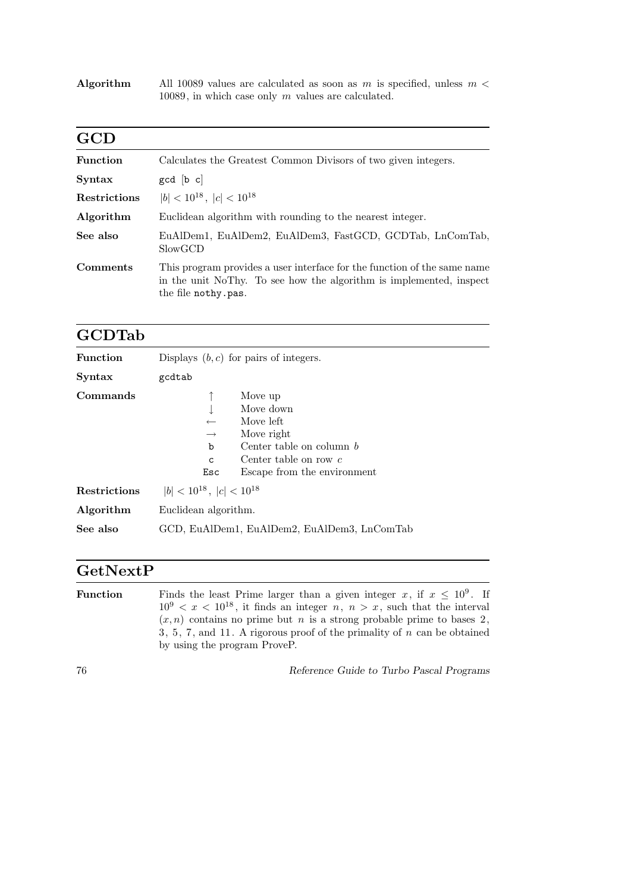**Algorithm** All 10089 values are calculated as soon as $m$ is specified, unless $m < 10089$, in which case only $m$ values are calculated.

## GCD

**Function** Calculates the Greatest Common Divisors of two given integers.

**Syntax** `gcd [b c]`

**Restrictions** $|b| < 10^{18}$, $|c| < 10^{18}$

**Algorithm** Euclidean algorithm with rounding to the nearest integer.

**See also** EuAlDem1, EuAlDem2, EuAlDem3, FastGCD, GCDTab, LnComTab, SlowGCD

**Comments** This program provides a user interface for the function of the same name in the unit NoThy. To see how the algorithm is implemented, inspect the file `nothy.pas`.

## GCDTab

**Function** Displays $(b, c)$ for pairs of integers.

**Syntax** `gcdtab`

**Commands**

| | |
|---|---|
| ↑ | Move up |
| ↓ | Move down |
| ← | Move left |
| → | Move right |
| `b` | Center table on column $b$ |
| `c` | Center table on row $c$ |
| `Esc` | Escape from the environment |

**Restrictions** $|b| < 10^{18}$, $|c| < 10^{18}$

**Algorithm** Euclidean algorithm.

**See also** GCD, EuAlDem1, EuAlDem2, EuAlDem3, LnComTab

## GetNextP

**Function** Finds the least Prime larger than a given integer $x$, if $x \le 10^9$. If $10^9 < x < 10^{18}$, it finds an integer $n$, $n > x$, such that the interval $(x, n)$ contains no prime but $n$ is a strong probable prime to bases 2, 3, 5, 7, and 11. A rigorous proof of the primality of $n$ can be obtained by using the program ProveP.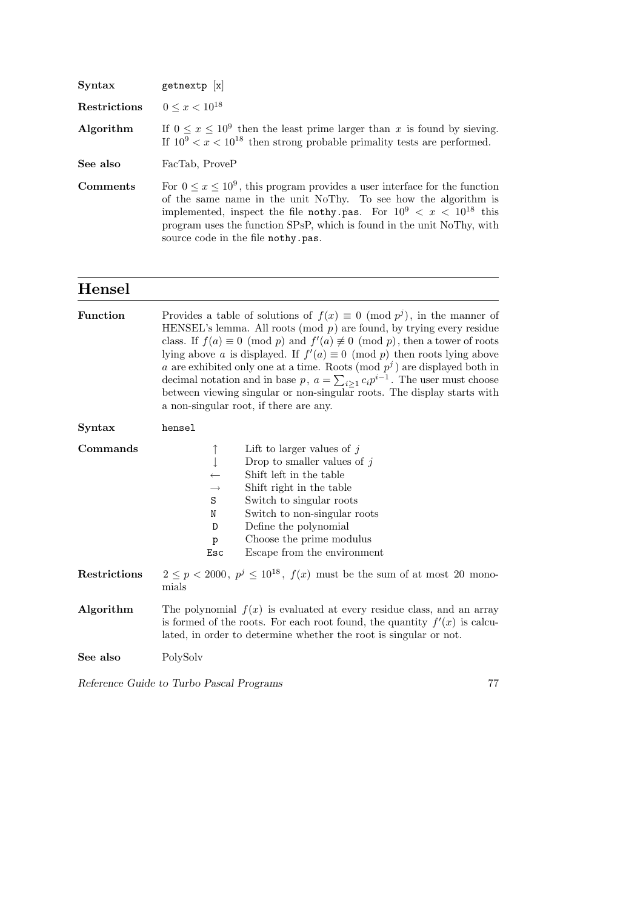**Syntax** getnextp [x]

**Restrictions** $0 \le x < 10^{18}$

**Algorithm** If $0 \le x \le 10^9$ then the least prime larger than $x$ is found by sieving. If $10^9 < x < 10^{18}$ then strong probable primality tests are performed.

**See also** FacTab, ProveP

**Comments** For $0 \le x \le 10^9$, this program provides a user interface for the function of the same name in the unit NoThy. To see how the algorithm is implemented, inspect the file `nothy.pas`. For $10^9 < x < 10^{18}$ this program uses the function SPsP, which is found in the unit NoThy, with source code in the file `nothy.pas`.

## Hensel

**Function** Provides a table of solutions of $f(x) \equiv 0 \pmod{p^j}$, in the manner of HENSEL's lemma. All roots (mod $p$) are found, by trying every residue class. If $f(a) \equiv 0 \pmod{p}$ and $f'(a) \not\equiv 0 \pmod{p}$, then a tower of roots lying above $a$ is displayed. If $f'(a) \equiv 0 \pmod{p}$ then roots lying above $a$ are exhibited only one at a time. Roots (mod $p^j$) are displayed both in decimal notation and in base $p$, $a = \sum_{i \ge 1} c_i p^{i-1}$. The user must choose between viewing singular or non-singular roots. The display starts with a non-singular root, if there are any.

**Syntax** hensel

**Commands**

| | |
|---|---|
| ↑ | Lift to larger values of $j$ |
| ↓ | Drop to smaller values of $j$ |
| ← | Shift left in the table |
| → | Shift right in the table |
| S | Switch to singular roots |
| N | Switch to non-singular roots |
| D | Define the polynomial |
| p | Choose the prime modulus |
| Esc | Escape from the environment |

**Restrictions** $2 \le p < 2000$, $p^j \le 10^{18}$, $f(x)$ must be the sum of at most 20 monomials

**Algorithm** The polynomial $f(x)$ is evaluated at every residue class, and an array is formed of the roots. For each root found, the quantity $f'(x)$ is calculated, in order to determine whether the root is singular or not.

**See also** PolySolv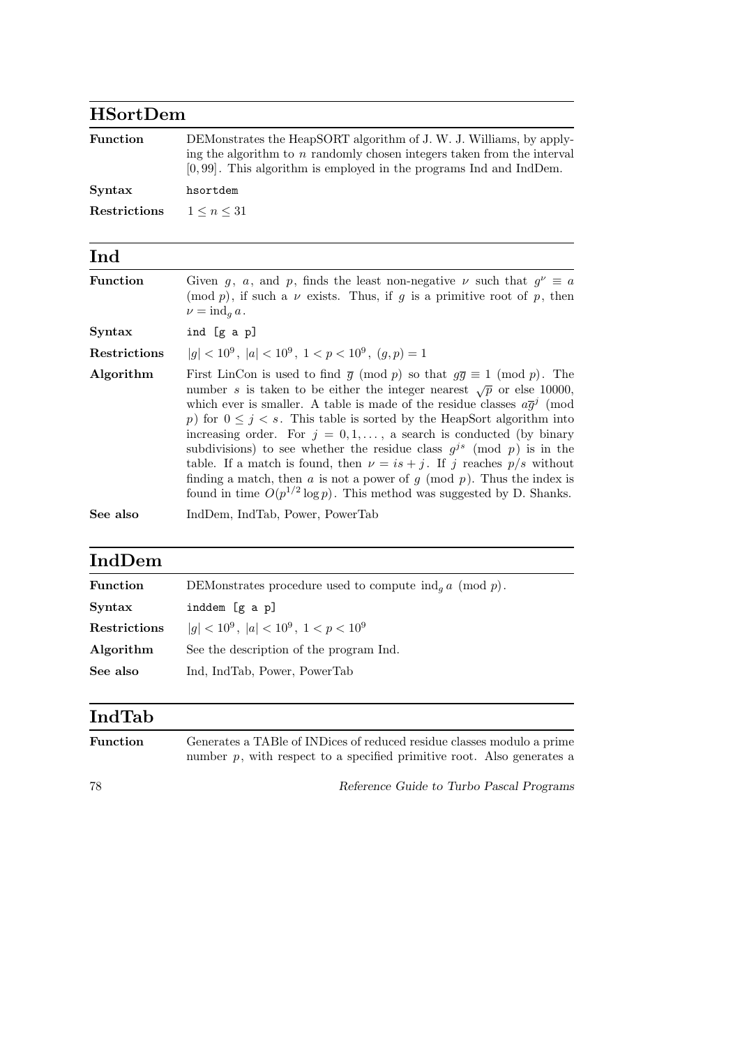## HSortDem

**Function** DEMonstrates the HeapSORT algorithm of J. W. J. Williams, by applying the algorithm to $n$ randomly chosen integers taken from the interval $[0, 99]$. This algorithm is employed in the programs Ind and IndDem.

**Syntax** `hsortdem`

**Restrictions** $1 \le n \le 31$

## Ind

**Function** Given $g$, $a$, and $p$, finds the least non-negative $\nu$ such that $g^\nu \equiv a \pmod p$, if such a $\nu$ exists. Thus, if $g$ is a primitive root of $p$, then $\nu = \operatorname{ind}_g a$.

**Syntax** `ind [g a p]`

**Restrictions** $|g| < 10^9$, $|a| < 10^9$, $1 < p < 10^9$, $(g, p) = 1$

**Algorithm** First LinCon is used to find $\overline{g} \pmod p$ so that $g\overline{g} \equiv 1 \pmod p$. The number $s$ is taken to be either the integer nearest $\sqrt{p}$ or else 10000, which ever is smaller. A table is made of the residue classes $a\overline{g}^j \pmod p$ for $0 \le j < s$. This table is sorted by the HeapSort algorithm into increasing order. For $j = 0, 1, \ldots$, a search is conducted (by binary subdivisions) to see whether the residue class $g^{js} \pmod p$ is in the table. If a match is found, then $\nu = is + j$. If $j$ reaches $p/s$ without finding a match, then $a$ is not a power of $g \pmod p$. Thus the index is found in time $O(p^{1/2} \log p)$. This method was suggested by D. Shanks.

**See also** IndDem, IndTab, Power, PowerTab

## IndDem

**Function** DEMonstrates procedure used to compute $\operatorname{ind}_g a \pmod p$.

**Syntax** `inddem [g a p]`

**Restrictions** $|g| < 10^9$, $|a| < 10^9$, $1 < p < 10^9$

**Algorithm** See the description of the program Ind.

**See also** Ind, IndTab, Power, PowerTab

## IndTab

**Function** Generates a TABle of INDices of reduced residue classes modulo a prime number $p$, with respect to a specified primitive root. Also generates a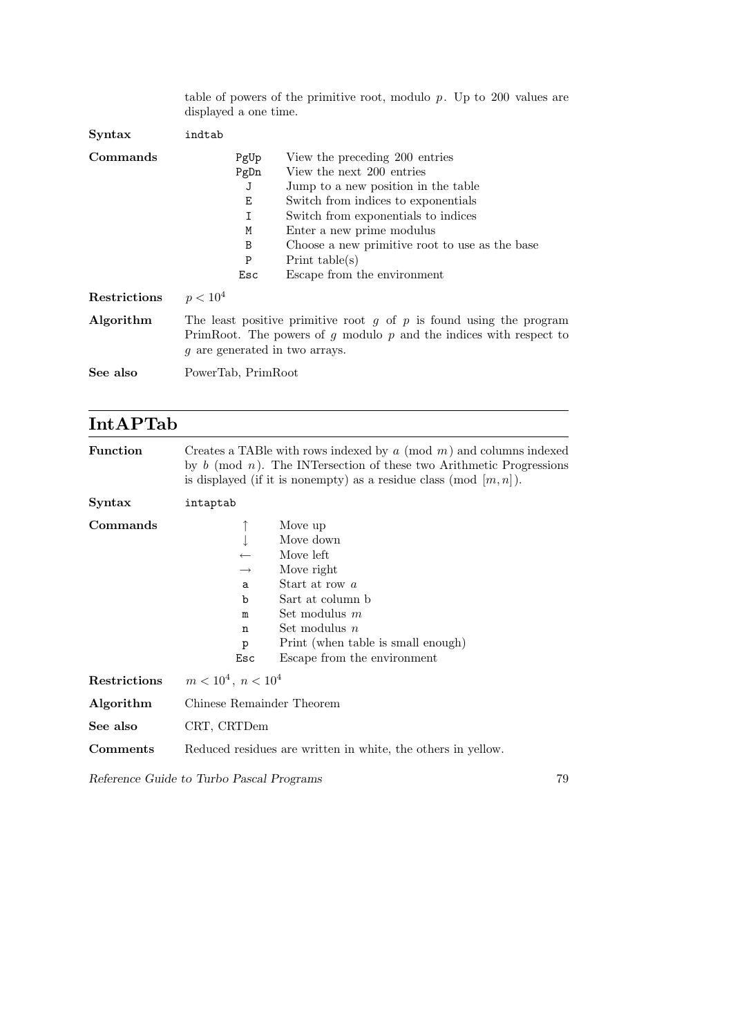table of powers of the primitive root, modulo $p$. Up to 200 values are displayed a one time.

**Syntax** `indtab`

**Commands**

| | |
|---|---|
| PgUp | View the preceding 200 entries |
| PgDn | View the next 200 entries |
| J | Jump to a new position in the table |
| E | Switch from indices to exponentials |
| I | Switch from exponentials to indices |
| M | Enter a new prime modulus |
| B | Choose a new primitive root to use as the base |
| P | Print table(s) |
| Esc | Escape from the environment |

**Restrictions** $p < 10^4$

**Algorithm** The least positive primitive root $g$ of $p$ is found using the program PrimRoot. The powers of $g$ modulo $p$ and the indices with respect to $g$ are generated in two arrays.

**See also** PowerTab, PrimRoot

## IntAPTab

**Function** Creates a TABle with rows indexed by $a \pmod m$ and columns indexed by $b \pmod n$. The INTersection of these two Arithmetic Progressions is displayed (if it is nonempty) as a residue class (mod $[m, n]$).

**Syntax** `intaptab`

**Commands**

| | |
|---|---|
| ↑ | Move up |
| ↓ | Move down |
| ← | Move left |
| → | Move right |
| a | Start at row $a$ |
| b | Sart at column b |
| m | Set modulus $m$ |
| n | Set modulus $n$ |
| p | Print (when table is small enough) |
| Esc | Escape from the environment |

**Restrictions** $m < 10^4$, $n < 10^4$

**Algorithm** Chinese Remainder Theorem

**See also** CRT, CRTDem

**Comments** Reduced residues are written in white, the others in yellow.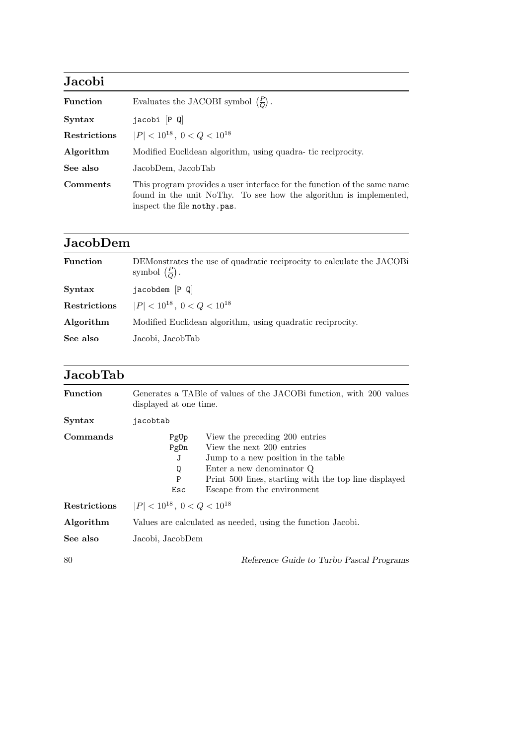## Jacobi

**Function** Evaluates the JACOBI symbol $\left(\frac{P}{Q}\right)$.

**Syntax** `jacobi [P Q]`

**Restrictions** $|P| < 10^{18}$, $0 < Q < 10^{18}$

**Algorithm** Modified Euclidean algorithm, using quadra- tic reciprocity.

**See also** JacobDem, JacobTab

**Comments** This program provides a user interface for the function of the same name found in the unit NoThy. To see how the algorithm is implemented, inspect the file `nothy.pas`.

## JacobDem

**Function** DEMonstrates the use of quadratic reciprocity to calculate the JACOBi symbol $\left(\frac{P}{Q}\right)$.

**Syntax** `jacobdem [P Q]`

**Restrictions** $|P| < 10^{18}$, $0 < Q < 10^{18}$

**Algorithm** Modified Euclidean algorithm, using quadratic reciprocity.

**See also** Jacobi, JacobTab

## JacobTab

**Function** Generates a TABle of values of the JACOBi function, with 200 values displayed at one time.

**Syntax** `jacobtab`

**Commands**

| | |
|---|---|
| `PgUp` | View the preceding 200 entries |
| `PgDn` | View the next 200 entries |
| `J` | Jump to a new position in the table |
| `Q` | Enter a new denominator Q |
| `P` | Print 500 lines, starting with the top line displayed |
| `Esc` | Escape from the environment |

**Restrictions** $|P| < 10^{18}$, $0 < Q < 10^{18}$

**Algorithm** Values are calculated as needed, using the function Jacobi.

**See also** Jacobi, JacobDem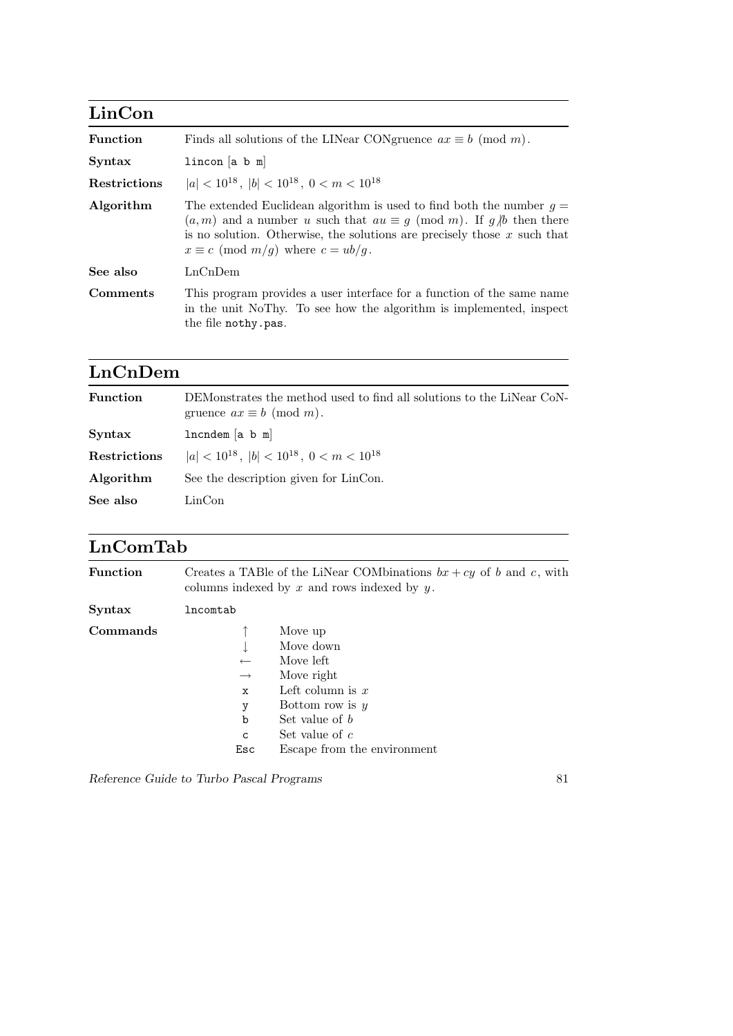## LinCon

| | |
|---|---|
| **Function** | Finds all solutions of the LINear CONgruence $ax \equiv b \pmod{m}$. |
| **Syntax** | `lincon [a b m]` |
| **Restrictions** | $\lvert a\rvert < 10^{18}$, $\lvert b\rvert < 10^{18}$, $0 < m < 10^{18}$ |
| **Algorithm** | The extended Euclidean algorithm is used to find both the number $g = (a, m)$ and a number $u$ such that $au \equiv g \pmod{m}$. If $g \nmid b$ then there is no solution. Otherwise, the solutions are precisely those $x$ such that $x \equiv c \pmod{m/g}$ where $c = ub/g$. |
| **See also** | LnCnDem |
| **Comments** | This program provides a user interface for a function of the same name in the unit NoThy. To see how the algorithm is implemented, inspect the file `nothy.pas`. |

## LnCnDem

| | |
|---|---|
| **Function** | DEMonstrates the method used to find all solutions to the LiNear CoNgruence $ax \equiv b \pmod{m}$. |
| **Syntax** | `lncndem [a b m]` |
| **Restrictions** | $\lvert a\rvert < 10^{18}$, $\lvert b\rvert < 10^{18}$, $0 < m < 10^{18}$ |
| **Algorithm** | See the description given for LinCon. |
| **See also** | LinCon |

## LnComTab

| | |
|---|---|
| **Function** | Creates a TABle of the LiNear COMbinations $bx + cy$ of $b$ and $c$, with columns indexed by $x$ and rows indexed by $y$. |
| **Syntax** | `lncomtab` |

**Commands**

| | |
|---|---|
| ↑ | Move up |
| ↓ | Move down |
| ← | Move left |
| → | Move right |
| `x` | Left column is $x$ |
| `y` | Bottom row is $y$ |
| `b` | Set value of $b$ |
| `c` | Set value of $c$ |
| `Esc` | Escape from the environment |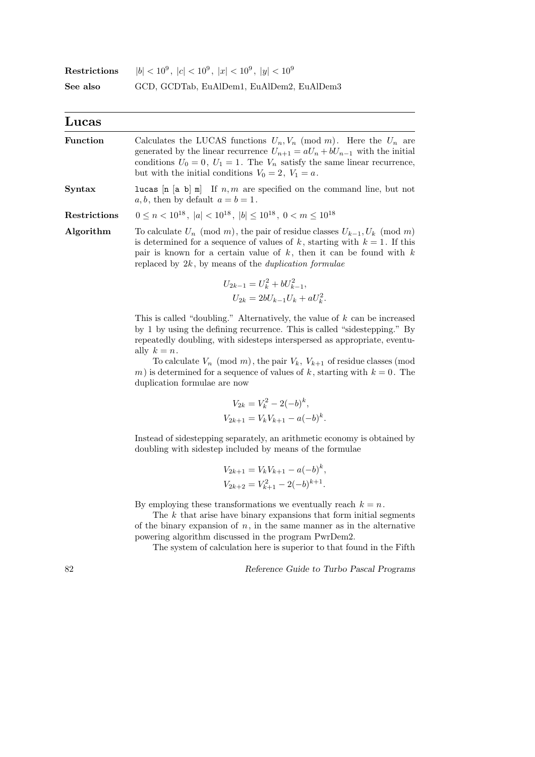**Restrictions** $|b| < 10^9,\ |c| < 10^9,\ |x| < 10^9,\ |y| < 10^9$

**See also** GCD, GCDTab, EuAlDem1, EuAlDem2, EuAlDem3

## Lucas

**Function** Calculates the LUCAS functions $U_n, V_n \pmod m$. Here the $U_n$ are generated by the linear recurrence $U_{n+1} = aU_n + bU_{n-1}$ with the initial conditions $U_0 = 0,\ U_1 = 1$. The $V_n$ satisfy the same linear recurrence, but with the initial conditions $V_0 = 2,\ V_1 = a$.

**Syntax** `lucas [n [a b] m]` If $n, m$ are specified on the command line, but not $a, b$, then by default $a = b = 1$.

**Restrictions** $0 \le n < 10^{18},\ |a| < 10^{18},\ |b| \le 10^{18},\ 0 < m \le 10^{18}$

**Algorithm** To calculate $U_n \pmod m$, the pair of residue classes $U_{k-1}, U_k \pmod m$ is determined for a sequence of values of $k$, starting with $k = 1$. If this pair is known for a certain value of $k$, then it can be found with $k$ replaced by $2k$, by means of the *duplication formulae*

$$U_{2k-1} = U_k^2 + bU_{k-1}^2,$$
$$U_{2k} = 2bU_{k-1}U_k + aU_k^2.$$

This is called "doubling." Alternatively, the value of $k$ can be increased by 1 by using the defining recurrence. This is called "sidestepping." By repeatedly doubling, with sidesteps interspersed as appropriate, eventually $k = n$.

To calculate $V_n \pmod m$, the pair $V_k,\ V_{k+1}$ of residue classes (mod $m$) is determined for a sequence of values of $k$, starting with $k = 0$. The duplication formulae are now

$$V_{2k} = V_k^2 - 2(-b)^k,$$
$$V_{2k+1} = V_kV_{k+1} - a(-b)^k.$$

Instead of sidestepping separately, an arithmetic economy is obtained by doubling with sidestep included by means of the formulae

$$V_{2k+1} = V_kV_{k+1} - a(-b)^k,$$
$$V_{2k+2} = V_{k+1}^2 - 2(-b)^{k+1}.$$

By employing these transformations we eventually reach $k = n$.

The $k$ that arise have binary expansions that form initial segments of the binary expansion of $n$, in the same manner as in the alternative powering algorithm discussed in the program PwrDem2.

The system of calculation here is superior to that found in the Fifth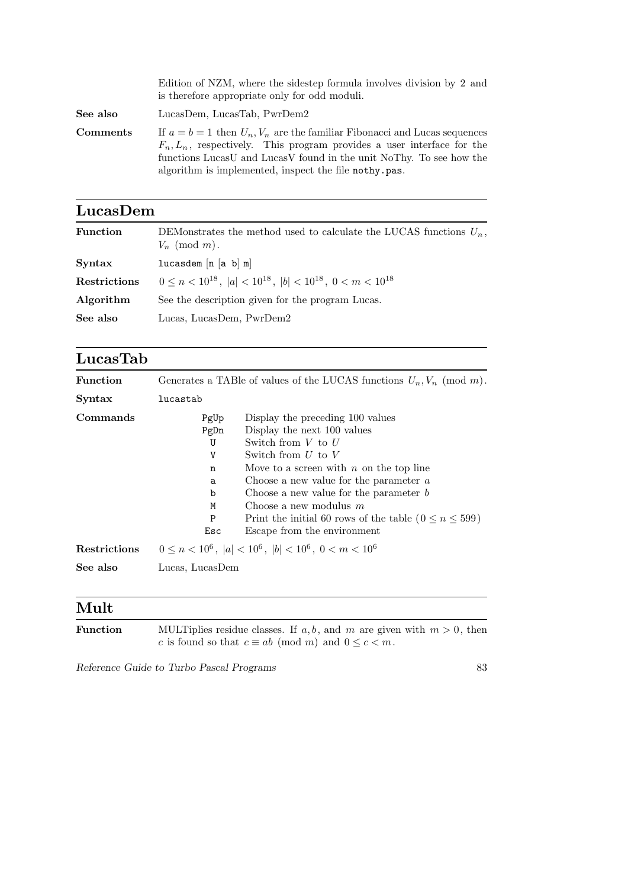Edition of NZM, where the sidestep formula involves division by 2 and is therefore appropriate only for odd moduli.

**See also** LucasDem, LucasTab, PwrDem2

**Comments** If $a = b = 1$ then $U_n, V_n$ are the familiar Fibonacci and Lucas sequences $F_n, L_n$, respectively. This program provides a user interface for the functions LucasU and LucasV found in the unit NoThy. To see how the algorithm is implemented, inspect the file `nothy.pas`.

## LucasDem

**Function** DEMonstrates the method used to calculate the LUCAS functions $U_n$, $V_n \pmod{m}$.

**Syntax** `lucasdem [n [a b] m]`

**Restrictions** $0 \le n < 10^{18}$, $|a| < 10^{18}$, $|b| < 10^{18}$, $0 < m < 10^{18}$

**Algorithm** See the description given for the program Lucas.

**See also** Lucas, LucasDem, PwrDem2

## LucasTab

**Function** Generates a TABle of values of the LUCAS functions $U_n, V_n \pmod{m}$.

**Syntax** `lucastab`

**Commands**

| Key | Action |
|---|---|
| `PgUp` | Display the preceding 100 values |
| `PgDn` | Display the next 100 values |
| `U` | Switch from $V$ to $U$ |
| `V` | Switch from $U$ to $V$ |
| `n` | Move to a screen with $n$ on the top line |
| `a` | Choose a new value for the parameter $a$ |
| `b` | Choose a new value for the parameter $b$ |
| `M` | Choose a new modulus $m$ |
| `P` | Print the initial 60 rows of the table ($0 \le n \le 599$) |
| `Esc` | Escape from the environment |

**Restrictions** $0 \le n < 10^6$, $|a| < 10^6$, $|b| < 10^6$, $0 < m < 10^6$

**See also** Lucas, LucasDem

## Mult

**Function** MULTiplies residue classes. If $a, b$, and $m$ are given with $m > 0$, then $c$ is found so that $c \equiv ab \pmod{m}$ and $0 \le c < m$.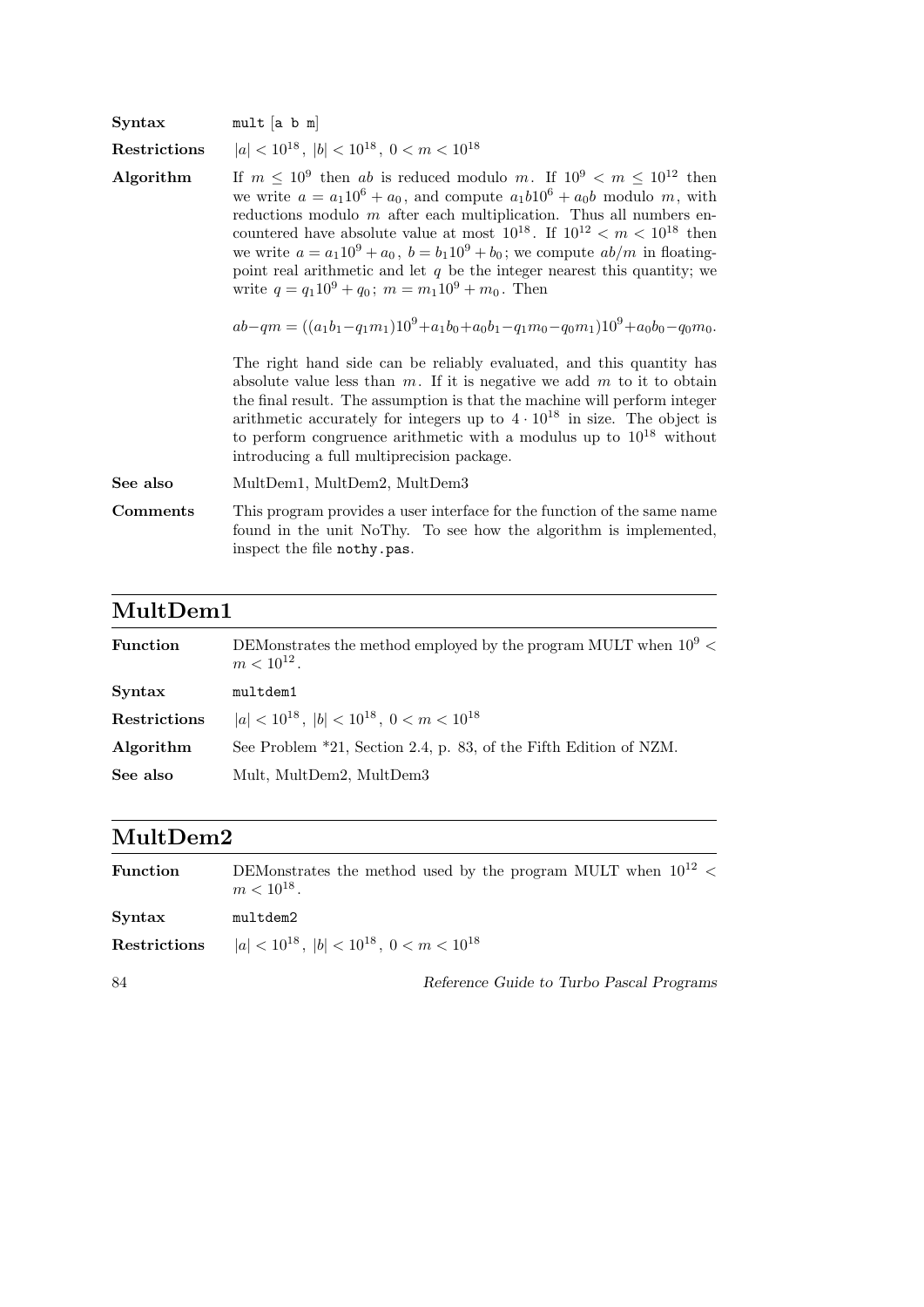**Syntax** `mult [a b m]`

**Restrictions** $|a| < 10^{18}$, $|b| < 10^{18}$, $0 < m < 10^{18}$

**Algorithm** If $m \le 10^9$ then $ab$ is reduced modulo $m$. If $10^9 < m \le 10^{12}$ then we write $a = a_1 10^6 + a_0$, and compute $a_1 b 10^6 + a_0 b$ modulo $m$, with reductions modulo $m$ after each multiplication. Thus all numbers encountered have absolute value at most $10^{18}$. If $10^{12} < m < 10^{18}$ then we write $a = a_1 10^9 + a_0$, $b = b_1 10^9 + b_0$; we compute $ab/m$ in floating-point real arithmetic and let $q$ be the integer nearest this quantity; we write $q = q_1 10^9 + q_0$; $m = m_1 10^9 + m_0$. Then

$$ab - qm = ((a_1 b_1 - q_1 m_1)10^9 + a_1 b_0 + a_0 b_1 - q_1 m_0 - q_0 m_1)10^9 + a_0 b_0 - q_0 m_0.$$

The right hand side can be reliably evaluated, and this quantity has absolute value less than $m$. If it is negative we add $m$ to it to obtain the final result. The assumption is that the machine will perform integer arithmetic accurately for integers up to $4 \cdot 10^{18}$ in size. The object is to perform congruence arithmetic with a modulus up to $10^{18}$ without introducing a full multiprecision package.

**See also** MultDem1, MultDem2, MultDem3

**Comments** This program provides a user interface for the function of the same name found in the unit NoThy. To see how the algorithm is implemented, inspect the file `nothy.pas`.

## MultDem1

**Function** DEMonstrates the method employed by the program MULT when $10^9 < m < 10^{12}$.

**Syntax** `multdem1`

**Restrictions** $|a| < 10^{18}$, $|b| < 10^{18}$, $0 < m < 10^{18}$

**Algorithm** See Problem *21, Section 2.4, p. 83, of the Fifth Edition of NZM.

**See also** Mult, MultDem2, MultDem3

## MultDem2

**Function** DEMonstrates the method used by the program MULT when $10^{12} < m < 10^{18}$.

**Syntax** `multdem2`

**Restrictions** $|a| < 10^{18}$, $|b| < 10^{18}$, $0 < m < 10^{18}$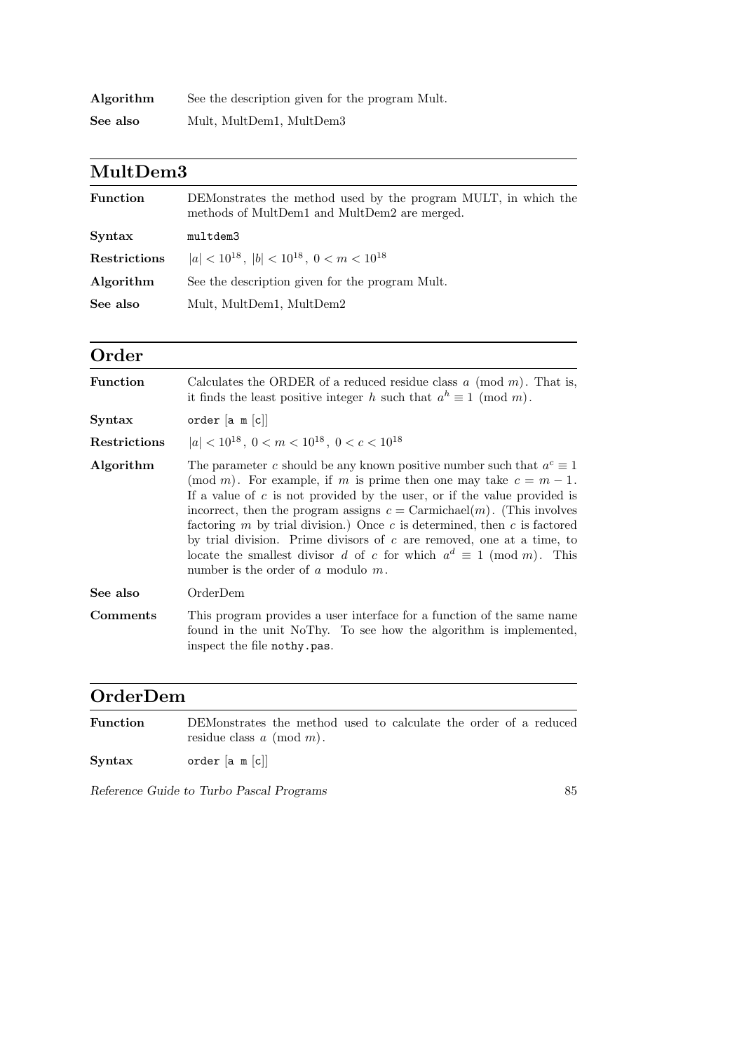**Algorithm** See the description given for the program Mult.

**See also** Mult, MultDem1, MultDem3

## MultDem3

**Function** DEMonstrates the method used by the program MULT, in which the methods of MultDem1 and MultDem2 are merged.

**Syntax** `multdem3`

**Restrictions** $|a| < 10^{18}$, $|b| < 10^{18}$, $0 < m < 10^{18}$

**Algorithm** See the description given for the program Mult.

**See also** Mult, MultDem1, MultDem2

## Order

**Function** Calculates the ORDER of a reduced residue class $a \pmod{m}$. That is, it finds the least positive integer $h$ such that $a^h \equiv 1 \pmod{m}$.

**Syntax** `order [a m [c]]`

**Restrictions** $|a| < 10^{18}$, $0 < m < 10^{18}$, $0 < c < 10^{18}$

**Algorithm** The parameter $c$ should be any known positive number such that $a^c \equiv 1 \pmod{m}$. For example, if $m$ is prime then one may take $c = m - 1$. If a value of $c$ is not provided by the user, or if the value provided is incorrect, then the program assigns $c = \text{Carmichael}(m)$. (This involves factoring $m$ by trial division.) Once $c$ is determined, then $c$ is factored by trial division. Prime divisors of $c$ are removed, one at a time, to locate the smallest divisor $d$ of $c$ for which $a^d \equiv 1 \pmod{m}$. This number is the order of $a$ modulo $m$.

**See also** OrderDem

**Comments** This program provides a user interface for a function of the same name found in the unit NoThy. To see how the algorithm is implemented, inspect the file `nothy.pas`.

## OrderDem

**Function** DEMonstrates the method used to calculate the order of a reduced residue class $a \pmod{m}$.

**Syntax** `order [a m [c]]`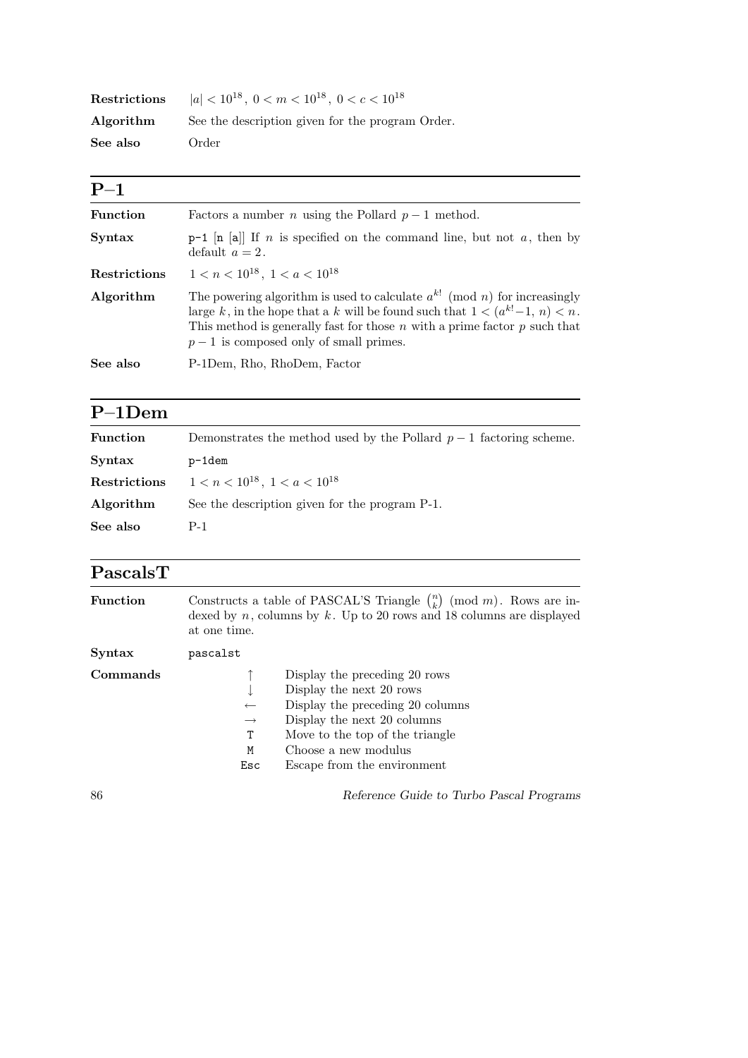**Restrictions** $|a| < 10^{18}$, $0 < m < 10^{18}$, $0 < c < 10^{18}$

**Algorithm** See the description given for the program Order.

**See also** Order

## P–1

**Function** Factors a number $n$ using the Pollard $p-1$ method.

**Syntax** `p-1 [n [a]]` If $n$ is specified on the command line, but not $a$, then by default $a = 2$.

**Restrictions** $1 < n < 10^{18}$, $1 < a < 10^{18}$

**Algorithm** The powering algorithm is used to calculate $a^{k!} \pmod{n}$ for increasingly large $k$, in the hope that a $k$ will be found such that $1 < (a^{k!}-1, n) < n$. This method is generally fast for those $n$ with a prime factor $p$ such that $p-1$ is composed only of small primes.

**See also** P-1Dem, Rho, RhoDem, Factor

## P–1Dem

**Function** Demonstrates the method used by the Pollard $p-1$ factoring scheme.

**Syntax** `p-1dem`

**Restrictions** $1 < n < 10^{18}$, $1 < a < 10^{18}$

**Algorithm** See the description given for the program P-1.

**See also** P-1

## PascalsT

**Function** Constructs a table of PASCAL'S Triangle $\binom{n}{k} \pmod{m}$. Rows are indexed by $n$, columns by $k$. Up to 20 rows and 18 columns are displayed at one time.

**Syntax** `pascalst`

**Commands**

| Key | Action |
|---|---|
| ↑ | Display the preceding 20 rows |
| ↓ | Display the next 20 rows |
| ← | Display the preceding 20 columns |
| → | Display the next 20 columns |
| `T` | Move to the top of the triangle |
| `M` | Choose a new modulus |
| `Esc` | Escape from the environment |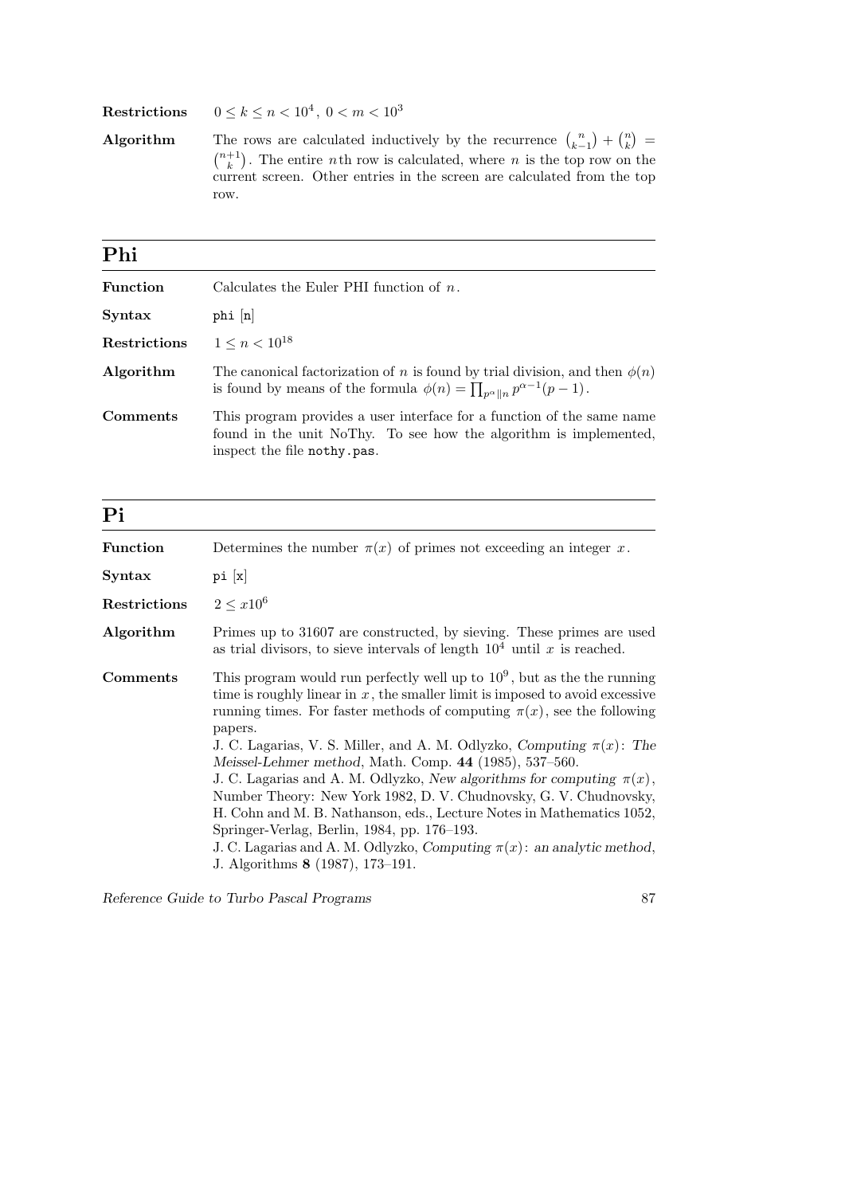**Restrictions** $0 \le k \le n < 10^4,\ 0 < m < 10^3$

**Algorithm** The rows are calculated inductively by the recurrence $\binom{n}{k-1} + \binom{n}{k} = \binom{n+1}{k}$. The entire $n$th row is calculated, where $n$ is the top row on the current screen. Other entries in the screen are calculated from the top row.

## Phi

**Function** Calculates the Euler PHI function of $n$.

**Syntax** `phi [n]`

**Restrictions** $1 \le n < 10^{18}$

**Algorithm** The canonical factorization of $n$ is found by trial division, and then $\phi(n)$ is found by means of the formula $\phi(n) = \prod_{p^\alpha \| n} p^{\alpha-1}(p-1)$.

**Comments** This program provides a user interface for a function of the same name found in the unit NoThy. To see how the algorithm is implemented, inspect the file `nothy.pas`.

## Pi

**Function** Determines the number $\pi(x)$ of primes not exceeding an integer $x$.

**Syntax** `pi [x]`

**Restrictions** $2 \le x 10^6$

**Algorithm** Primes up to 31607 are constructed, by sieving. These primes are used as trial divisors, to sieve intervals of length $10^4$ until $x$ is reached.

**Comments** This program would run perfectly well up to $10^9$, but as the the running time is roughly linear in $x$, the smaller limit is imposed to avoid excessive running times. For faster methods of computing $\pi(x)$, see the following papers.
J. C. Lagarias, V. S. Miller, and A. M. Odlyzko, *Computing $\pi(x)$: The Meissel-Lehmer method*, Math. Comp. **44** (1985), 537–560.
J. C. Lagarias and A. M. Odlyzko, *New algorithms for computing $\pi(x)$*, Number Theory: New York 1982, D. V. Chudnovsky, G. V. Chudnovsky, H. Cohn and M. B. Nathanson, eds., Lecture Notes in Mathematics 1052, Springer-Verlag, Berlin, 1984, pp. 176–193.
J. C. Lagarias and A. M. Odlyzko, *Computing $\pi(x)$: an analytic method*, J. Algorithms **8** (1987), 173–191.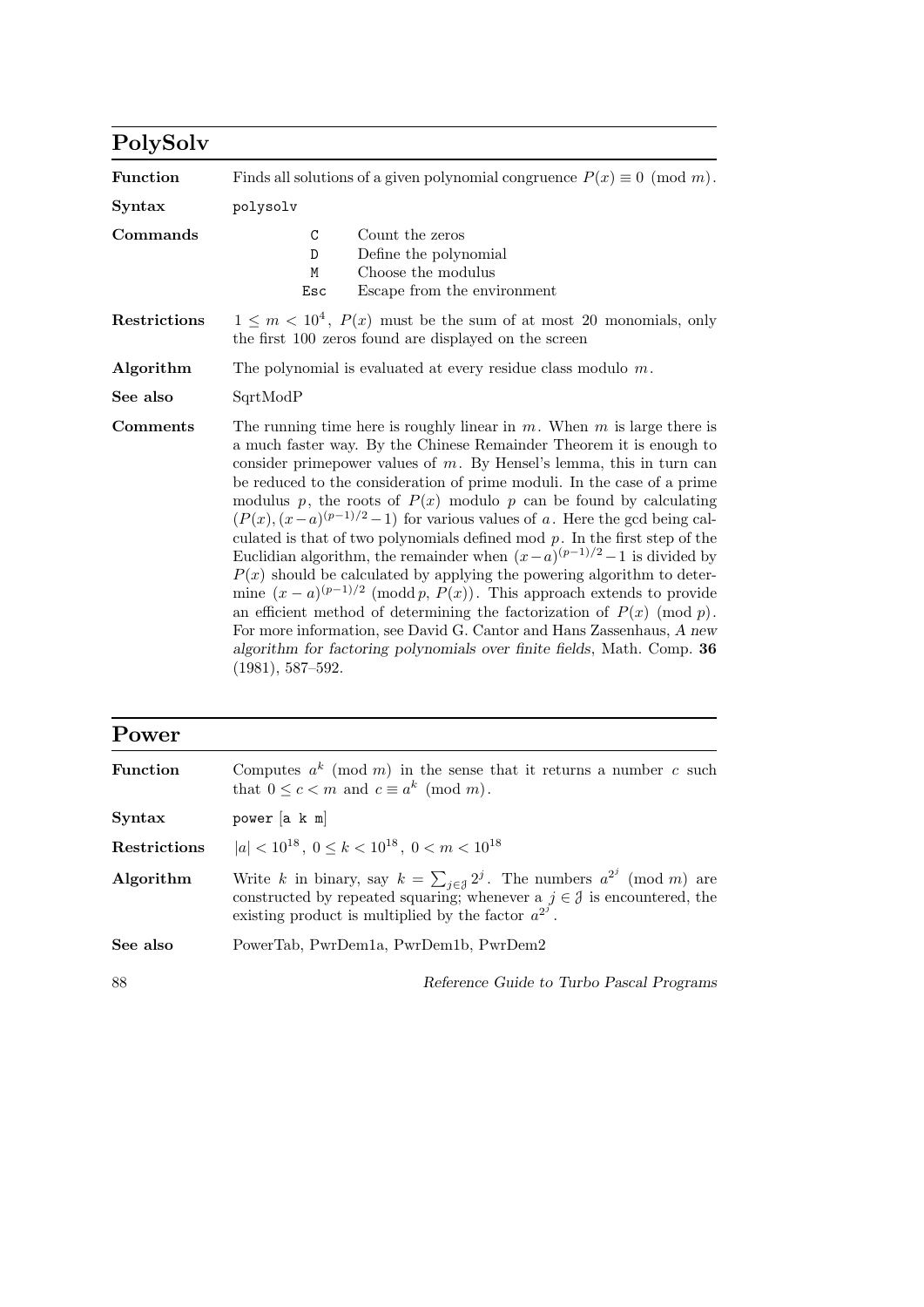## PolySolv

**Function** Finds all solutions of a given polynomial congruence $P(x) \equiv 0 \pmod{m}$.

**Syntax** `polysolv`

**Commands**

| | |
|---|---|
| `C` | Count the zeros |
| `D` | Define the polynomial |
| `M` | Choose the modulus |
| `Esc` | Escape from the environment |

**Restrictions** $1 \le m < 10^4$, $P(x)$ must be the sum of at most 20 monomials, only the first 100 zeros found are displayed on the screen

**Algorithm** The polynomial is evaluated at every residue class modulo $m$.

**See also** SqrtModP

**Comments** The running time here is roughly linear in $m$. When $m$ is large there is a much faster way. By the Chinese Remainder Theorem it is enough to consider primepower values of $m$. By Hensel's lemma, this in turn can be reduced to the consideration of prime moduli. In the case of a prime modulus $p$, the roots of $P(x)$ modulo $p$ can be found by calculating $(P(x), (x-a)^{(p-1)/2} - 1)$ for various values of $a$. Here the gcd being calculated is that of two polynomials defined mod $p$. In the first step of the Euclidian algorithm, the remainder when $(x-a)^{(p-1)/2} - 1$ is divided by $P(x)$ should be calculated by applying the powering algorithm to determine $(x-a)^{(p-1)/2} \pmod{\text{d}\, p, P(x)}$. This approach extends to provide an efficient method of determining the factorization of $P(x) \pmod{p}$. For more information, see David G. Cantor and Hans Zassenhaus, *A new algorithm for factoring polynomials over finite fields*, Math. Comp. **36** (1981), 587–592.

## Power

**Function** Computes $a^k \pmod{m}$ in the sense that it returns a number $c$ such that $0 \le c < m$ and $c \equiv a^k \pmod{m}$.

**Syntax** `power [a k m]`

**Restrictions** $|a| < 10^{18}$, $0 \le k < 10^{18}$, $0 < m < 10^{18}$

**Algorithm** Write $k$ in binary, say $k = \sum_{j \in \mathcal{J}} 2^j$. The numbers $a^{2^j} \pmod{m}$ are constructed by repeated squaring; whenever a $j \in \mathcal{J}$ is encountered, the existing product is multiplied by the factor $a^{2^j}$.

**See also** PowerTab, PwrDem1a, PwrDem1b, PwrDem2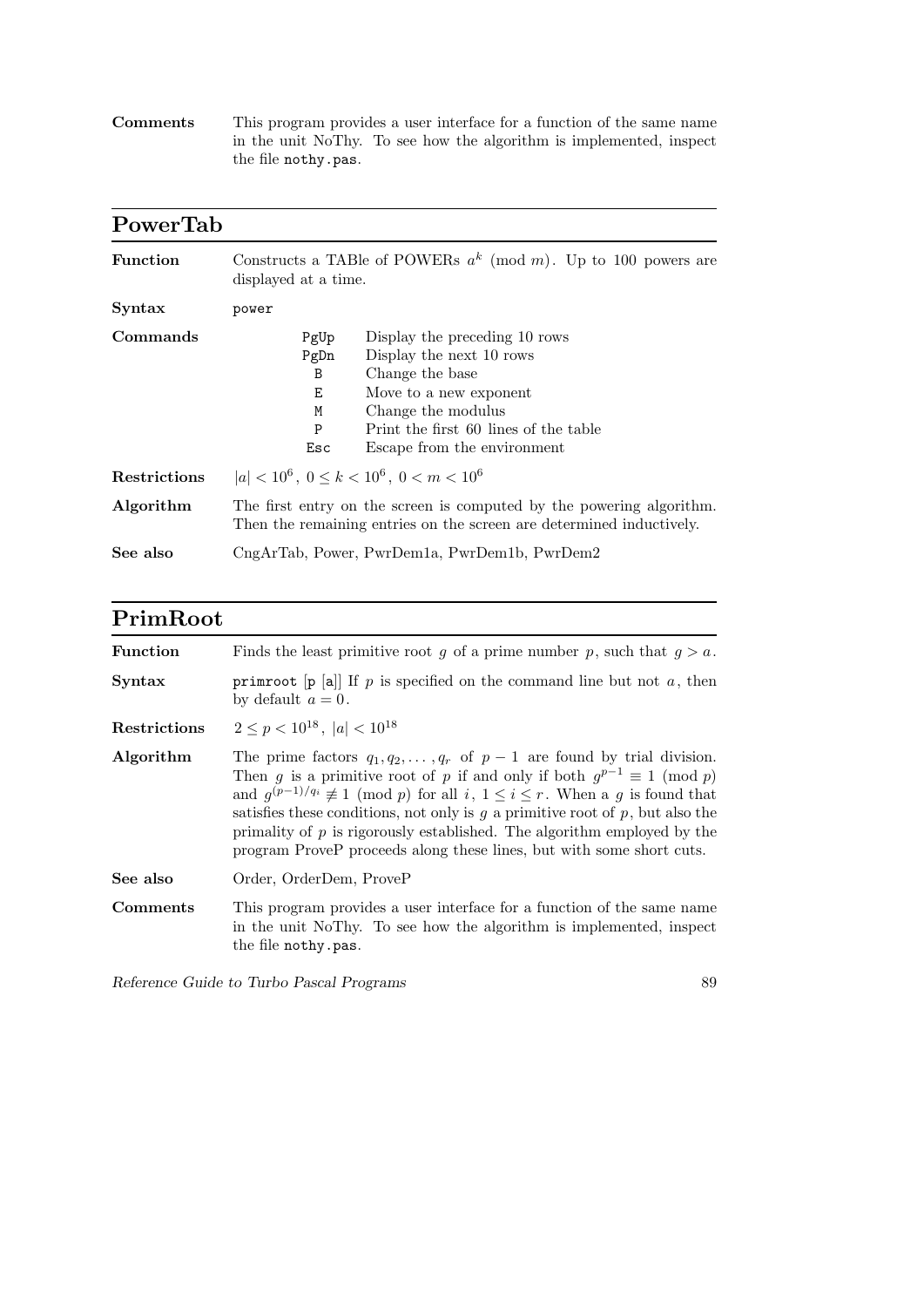**Comments** This program provides a user interface for a function of the same name in the unit NoThy. To see how the algorithm is implemented, inspect the file `nothy.pas`.

## PowerTab

**Function** Constructs a TABle of POWERs $a^k \pmod{m}$. Up to 100 powers are displayed at a time.

**Syntax** `power`

**Commands**

| | |
|---|---|
| `PgUp` | Display the preceding 10 rows |
| `PgDn` | Display the next 10 rows |
| `B` | Change the base |
| `E` | Move to a new exponent |
| `M` | Change the modulus |
| `P` | Print the first 60 lines of the table |
| `Esc` | Escape from the environment |

**Restrictions** $|a| < 10^6$, $0 \le k < 10^6$, $0 < m < 10^6$

**Algorithm** The first entry on the screen is computed by the powering algorithm. Then the remaining entries on the screen are determined inductively.

**See also** CngArTab, Power, PwrDem1a, PwrDem1b, PwrDem2

## PrimRoot

**Function** Finds the least primitive root $g$ of a prime number $p$, such that $g > a$.

**Syntax** `primroot` [`p` [`a`]] If $p$ is specified on the command line but not $a$, then by default $a = 0$.

**Restrictions** $2 \le p < 10^{18}$, $|a| < 10^{18}$

**Algorithm** The prime factors $q_1, q_2, \ldots, q_r$ of $p-1$ are found by trial division. Then $g$ is a primitive root of $p$ if and only if both $g^{p-1} \equiv 1 \pmod{p}$ and $g^{(p-1)/q_i} \not\equiv 1 \pmod{p}$ for all $i$, $1 \le i \le r$. When a $g$ is found that satisfies these conditions, not only is $g$ a primitive root of $p$, but also the primality of $p$ is rigorously established. The algorithm employed by the program ProveP proceeds along these lines, but with some short cuts.

**See also** Order, OrderDem, ProveP

**Comments** This program provides a user interface for a function of the same name in the unit NoThy. To see how the algorithm is implemented, inspect the file `nothy.pas`.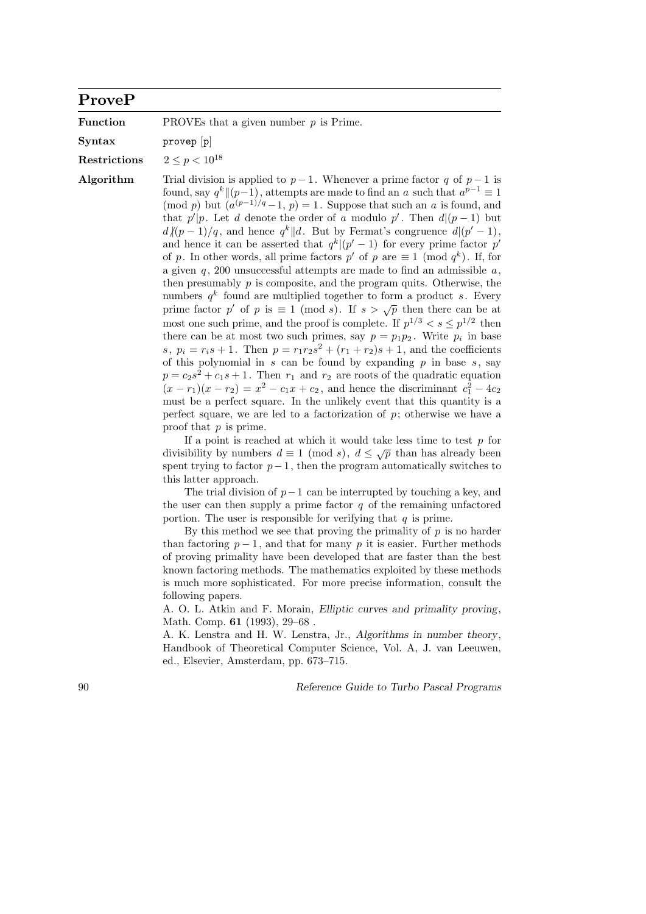## ProveP

**Function** PROVEs that a given number $p$ is Prime.

**Syntax** `provep [p]`

**Restrictions** $2 \le p < 10^{18}$

**Algorithm** Trial division is applied to $p-1$. Whenever a prime factor $q$ of $p-1$ is found, say $q^k \| (p-1)$, attempts are made to find an $a$ such that $a^{p-1} \equiv 1 \pmod{p}$ but $(a^{(p-1)/q} - 1, p) = 1$. Suppose that such an $a$ is found, and that $p' | p$. Let $d$ denote the order of $a$ modulo $p'$. Then $d | (p-1)$ but $d \nmid (p-1)/q$, and hence $q^k \| d$. But by Fermat's congruence $d | (p'-1)$, and hence it can be asserted that $q^k | (p'-1)$ for every prime factor $p'$ of $p$. In other words, all prime factors $p'$ of $p$ are $\equiv 1 \pmod{q^k}$. If, for a given $q$, 200 unsuccessful attempts are made to find an admissible $a$, then presumably $p$ is composite, and the program quits. Otherwise, the numbers $q^k$ found are multiplied together to form a product $s$. Every prime factor $p'$ of $p$ is $\equiv 1 \pmod{s}$. If $s > \sqrt{p}$ then there can be at most one such prime, and the proof is complete. If $p^{1/3} < s \le p^{1/2}$ then there can be at most two such primes, say $p = p_1 p_2$. Write $p_i$ in base $s$, $p_i = r_i s + 1$. Then $p = r_1 r_2 s^2 + (r_1 + r_2)s + 1$, and the coefficients of this polynomial in $s$ can be found by expanding $p$ in base $s$, say $p = c_2 s^2 + c_1 s + 1$. Then $r_1$ and $r_2$ are roots of the quadratic equation $(x - r_1)(x - r_2) = x^2 - c_1 x + c_2$, and hence the discriminant $c_1^2 - 4c_2$ must be a perfect square. In the unlikely event that this quantity is a perfect square, we are led to a factorization of $p$; otherwise we have a proof that $p$ is prime.

If a point is reached at which it would take less time to test $p$ for divisibility by numbers $d \equiv 1 \pmod{s}$, $d \le \sqrt{p}$ than has already been spent trying to factor $p-1$, then the program automatically switches to this latter approach.

The trial division of $p-1$ can be interrupted by touching a key, and the user can then supply a prime factor $q$ of the remaining unfactored portion. The user is responsible for verifying that $q$ is prime.

By this method we see that proving the primality of $p$ is no harder than factoring $p-1$, and that for many $p$ it is easier. Further methods of proving primality have been developed that are faster than the best known factoring methods. The mathematics exploited by these methods is much more sophisticated. For more precise information, consult the following papers.

A. O. L. Atkin and F. Morain, *Elliptic curves and primality proving*, Math. Comp. **61** (1993), 29–68 .

A. K. Lenstra and H. W. Lenstra, Jr., *Algorithms in number theory*, Handbook of Theoretical Computer Science, Vol. A, J. van Leeuwen, ed., Elsevier, Amsterdam, pp. 673–715.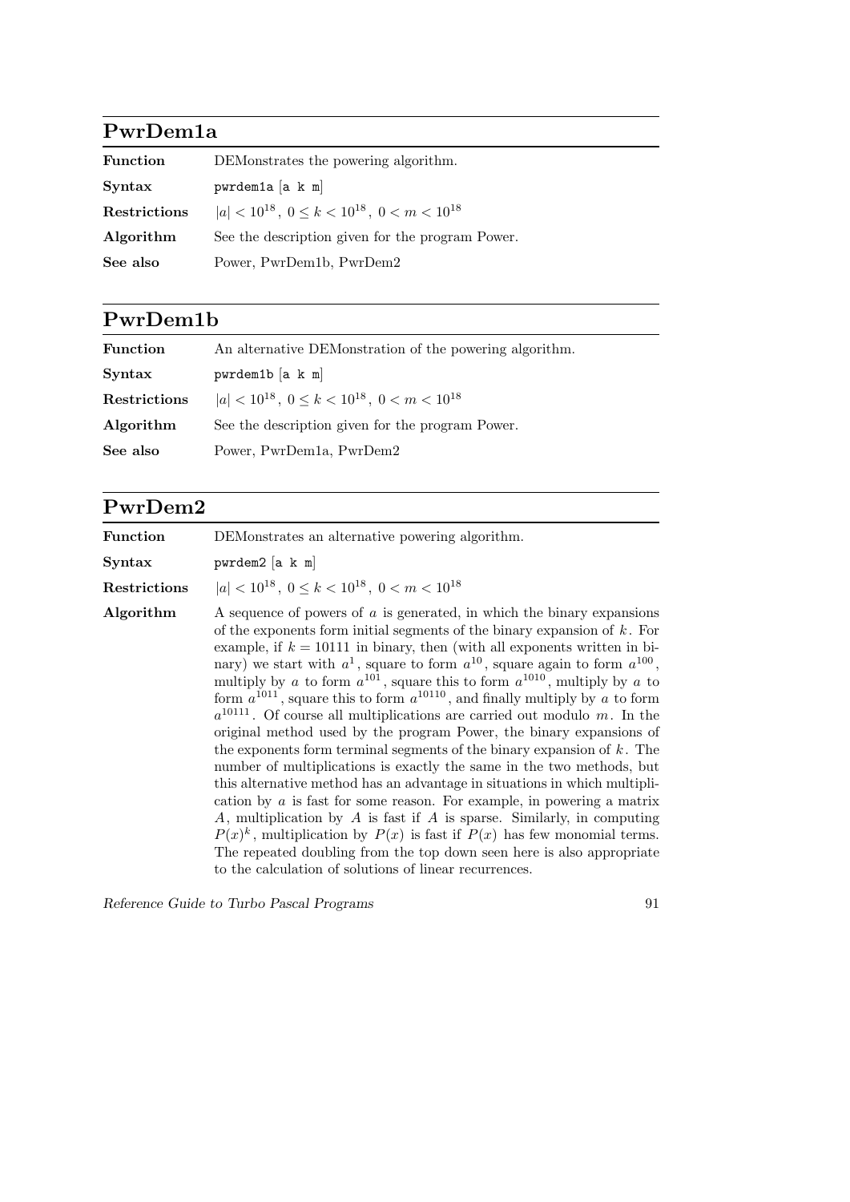## PwrDem1a

**Function** DEMonstrates the powering algorithm.

**Syntax** `pwrdem1a [a k m]`

**Restrictions** $|a| < 10^{18}$, $0 \le k < 10^{18}$, $0 < m < 10^{18}$

**Algorithm** See the description given for the program Power.

**See also** Power, PwrDem1b, PwrDem2

## PwrDem1b

**Function** An alternative DEMonstration of the powering algorithm.

**Syntax** `pwrdem1b [a k m]`

**Restrictions** $|a| < 10^{18}$, $0 \le k < 10^{18}$, $0 < m < 10^{18}$

**Algorithm** See the description given for the program Power.

**See also** Power, PwrDem1a, PwrDem2

## PwrDem2

**Function** DEMonstrates an alternative powering algorithm.

**Syntax** `pwrdem2 [a k m]`

**Restrictions** $|a| < 10^{18}$, $0 \le k < 10^{18}$, $0 < m < 10^{18}$

**Algorithm** A sequence of powers of $a$ is generated, in which the binary expansions of the exponents form initial segments of the binary expansion of $k$. For example, if $k = 10111$ in binary, then (with all exponents written in binary) we start with $a^1$, square to form $a^{10}$, square again to form $a^{100}$, multiply by $a$ to form $a^{101}$, square this to form $a^{1010}$, multiply by $a$ to form $a^{1011}$, square this to form $a^{10110}$, and finally multiply by $a$ to form $a^{10111}$. Of course all multiplications are carried out modulo $m$. In the original method used by the program Power, the binary expansions of the exponents form terminal segments of the binary expansion of $k$. The number of multiplications is exactly the same in the two methods, but this alternative method has an advantage in situations in which multiplication by $a$ is fast for some reason. For example, in powering a matrix $A$, multiplication by $A$ is fast if $A$ is sparse. Similarly, in computing $P(x)^k$, multiplication by $P(x)$ is fast if $P(x)$ has few monomial terms. The repeated doubling from the top down seen here is also appropriate to the calculation of solutions of linear recurrences.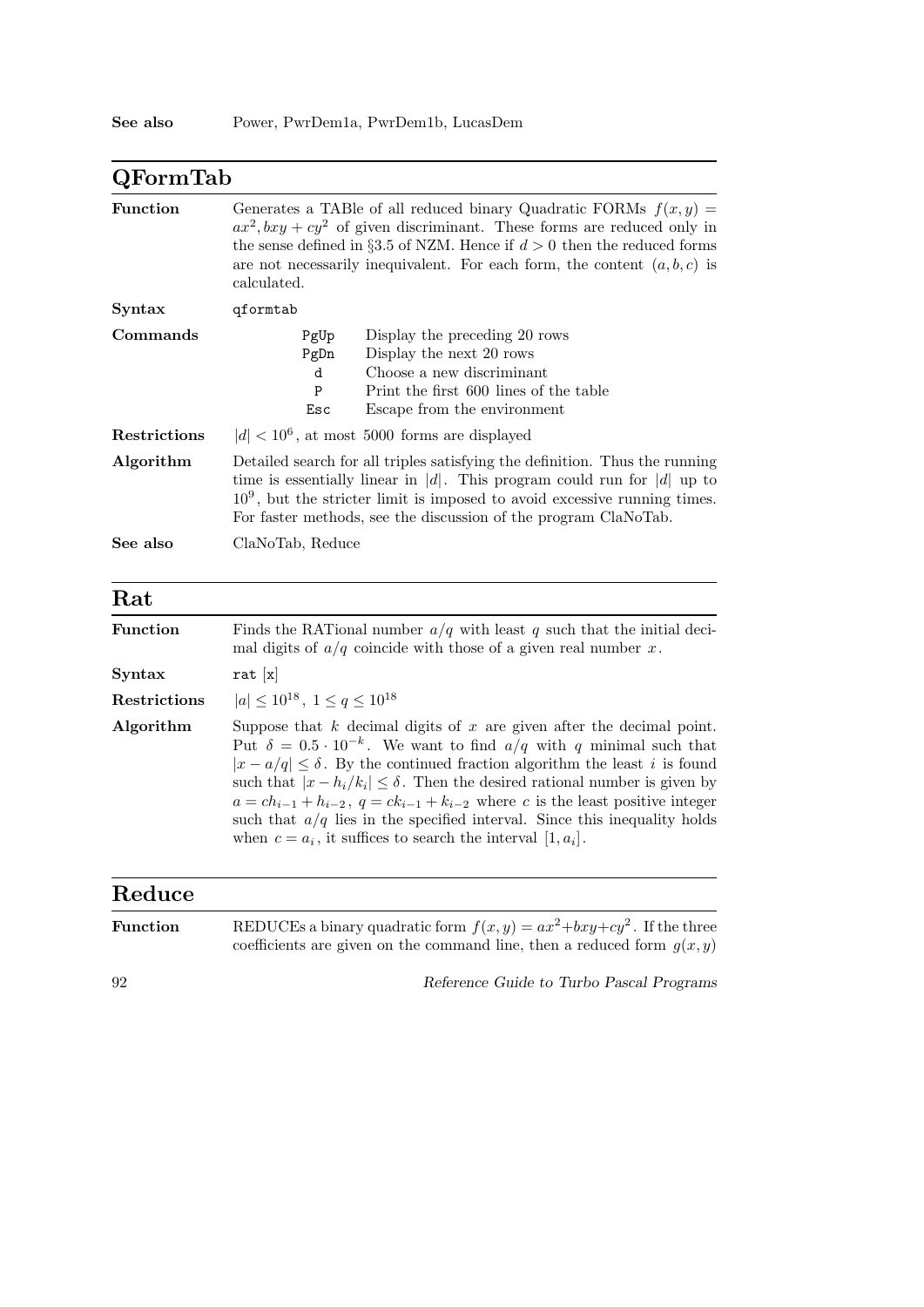**See also** Power, PwrDem1a, PwrDem1b, LucasDem

## QFormTab

**Function** Generates a TABle of all reduced binary Quadratic FORMs $f(x, y) = ax^2, bxy + cy^2$ of given discriminant. These forms are reduced only in the sense defined in §3.5 of NZM. Hence if $d > 0$ then the reduced forms are not necessarily inequivalent. For each form, the content $(a, b, c)$ is calculated.

**Syntax** `qformtab`

**Commands**

| | |
|---|---|
| `PgUp` | Display the preceding 20 rows |
| `PgDn` | Display the next 20 rows |
| `d` | Choose a new discriminant |
| `P` | Print the first 600 lines of the table |
| `Esc` | Escape from the environment |

**Restrictions** $|d| < 10^6$, at most 5000 forms are displayed

**Algorithm** Detailed search for all triples satisfying the definition. Thus the running time is essentially linear in $|d|$. This program could run for $|d|$ up to $10^9$, but the stricter limit is imposed to avoid excessive running times. For faster methods, see the discussion of the program ClaNoTab.

**See also** ClaNoTab, Reduce

## Rat

**Function** Finds the RATional number $a/q$ with least $q$ such that the initial decimal digits of $a/q$ coincide with those of a given real number $x$.

**Syntax** `rat [x]`

**Restrictions** $|a| \le 10^{18}$, $1 \le q \le 10^{18}$

**Algorithm** Suppose that $k$ decimal digits of $x$ are given after the decimal point. Put $\delta = 0.5 \cdot 10^{-k}$. We want to find $a/q$ with $q$ minimal such that $|x - a/q| \le \delta$. By the continued fraction algorithm the least $i$ is found such that $|x - h_i/k_i| \le \delta$. Then the desired rational number is given by $a = ch_{i-1} + h_{i-2}$, $q = ck_{i-1} + k_{i-2}$ where $c$ is the least positive integer such that $a/q$ lies in the specified interval. Since this inequality holds when $c = a_i$, it suffices to search the interval $[1, a_i]$.

## Reduce

**Function** REDUCEs a binary quadratic form $f(x, y) = ax^2 + bxy + cy^2$. If the three coefficients are given on the command line, then a reduced form $g(x, y)$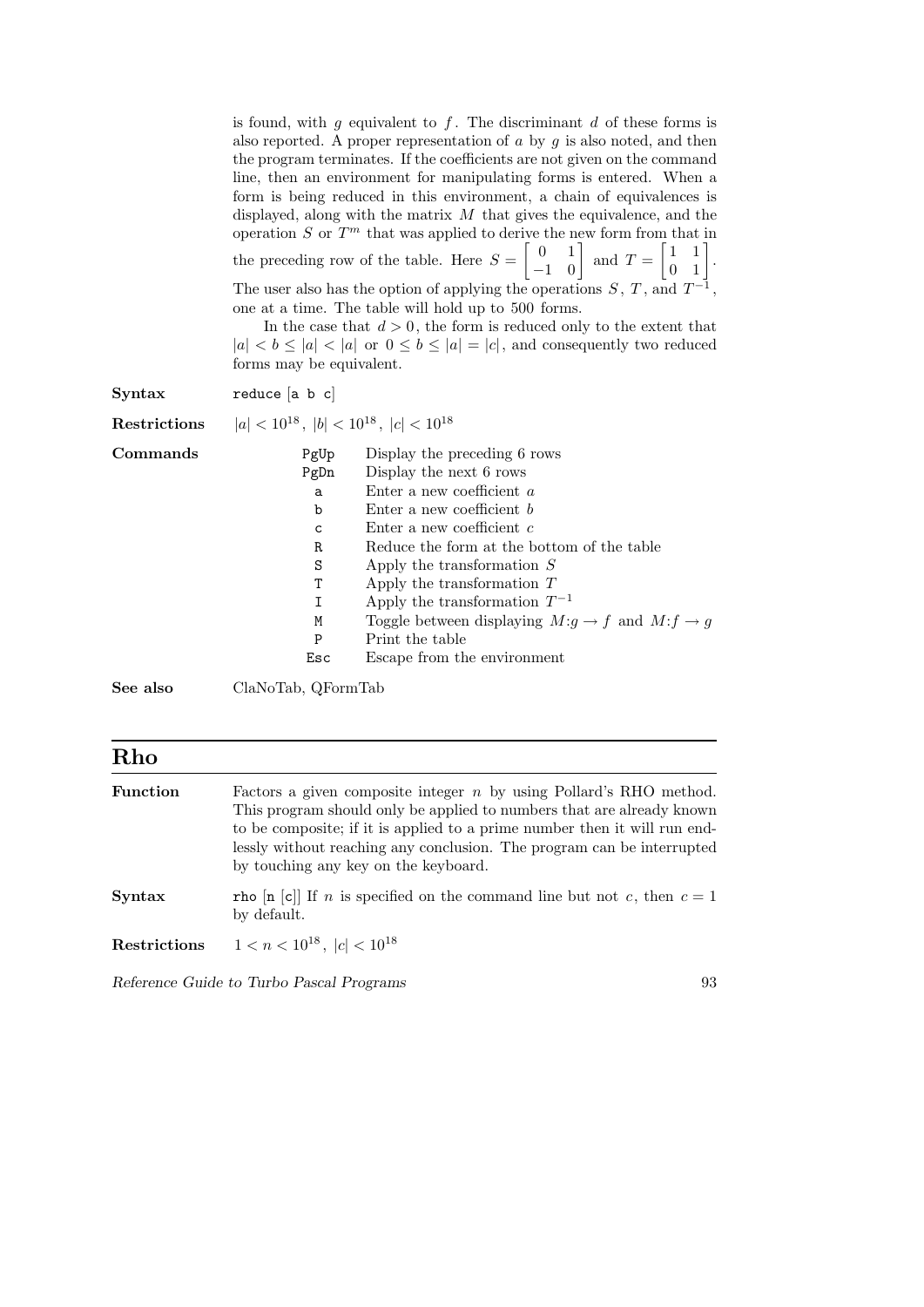is found, with $g$ equivalent to $f$. The discriminant $d$ of these forms is also reported. A proper representation of $a$ by $g$ is also noted, and then the program terminates. If the coefficients are not given on the command line, then an environment for manipulating forms is entered. When a form is being reduced in this environment, a chain of equivalences is displayed, along with the matrix $M$ that gives the equivalence, and the operation $S$ or $T^m$ that was applied to derive the new form from that in the preceding row of the table. Here $S = \begin{bmatrix} 0 & 1 \\ -1 & 0 \end{bmatrix}$ and $T = \begin{bmatrix} 1 & 1 \\ 0 & 1 \end{bmatrix}$. The user also has the option of applying the operations $S$, $T$, and $T^{-1}$, one at a time. The table will hold up to 500 forms.

In the case that $d > 0$, the form is reduced only to the extent that $|a| < b \le |a| < |a|$ or $0 \le b \le |a| = |c|$, and consequently two reduced forms may be equivalent.

**Syntax** `reduce [a b c]`

**Restrictions** $|a| < 10^{18}$, $|b| < 10^{18}$, $|c| < 10^{18}$

**Commands**

| | |
|---|---|
| `PgUp` | Display the preceding 6 rows |
| `PgDn` | Display the next 6 rows |
| `a` | Enter a new coefficient $a$ |
| `b` | Enter a new coefficient $b$ |
| `c` | Enter a new coefficient $c$ |
| `R` | Reduce the form at the bottom of the table |
| `S` | Apply the transformation $S$ |
| `T` | Apply the transformation $T$ |
| `I` | Apply the transformation $T^{-1}$ |
| `M` | Toggle between displaying $M{:}g \to f$ and $M{:}f \to g$ |
| `P` | Print the table |
| `Esc` | Escape from the environment |

**See also** ClaNoTab, QFormTab

## Rho

**Function** Factors a given composite integer $n$ by using Pollard's RHO method. This program should only be applied to numbers that are already known to be composite; if it is applied to a prime number then it will run endlessly without reaching any conclusion. The program can be interrupted by touching any key on the keyboard.

**Syntax** `rho [n [c]]` If $n$ is specified on the command line but not $c$, then $c = 1$ by default.

**Restrictions** $1 < n < 10^{18}$, $|c| < 10^{18}$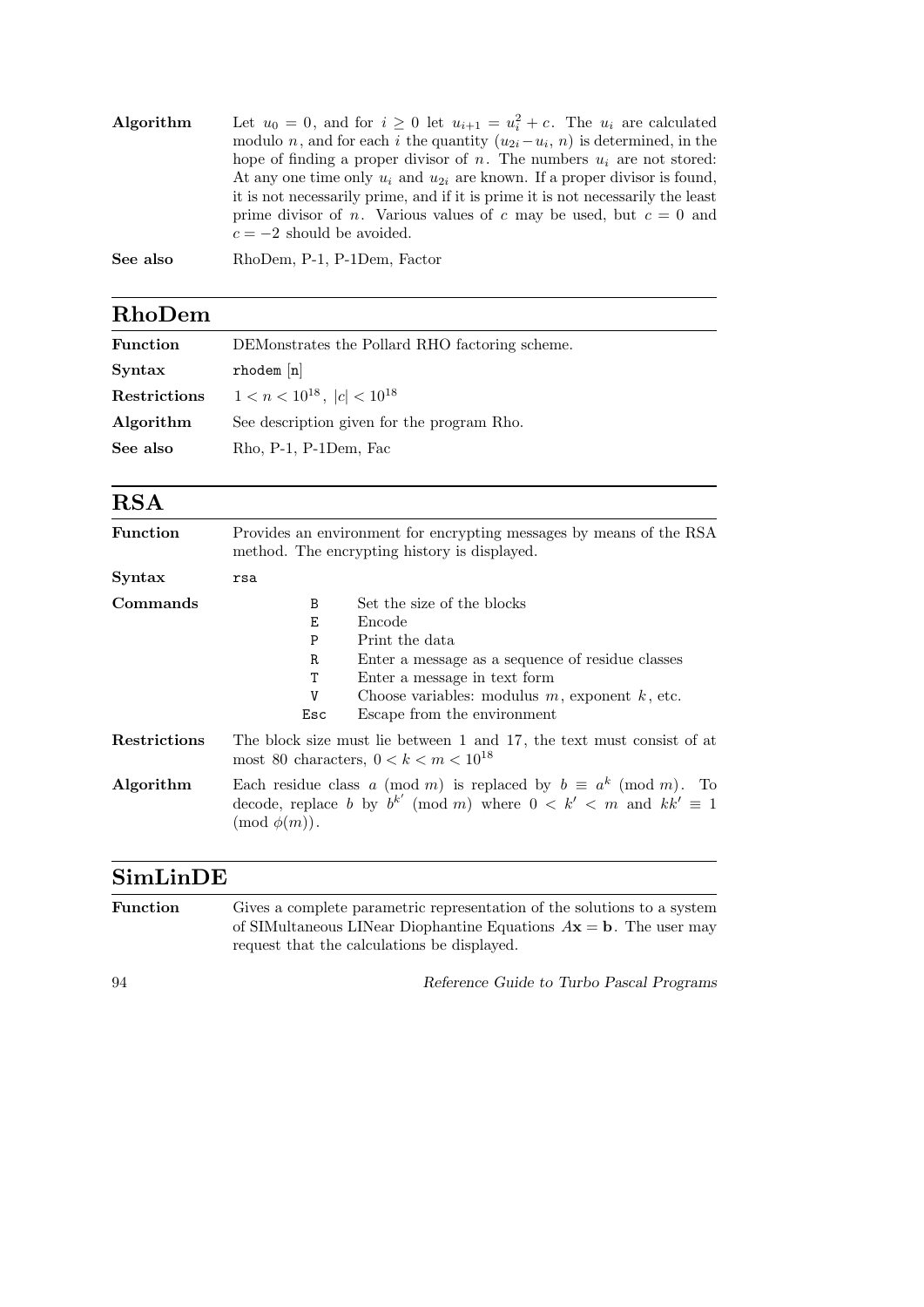**Algorithm** Let $u_0 = 0$, and for $i \ge 0$ let $u_{i+1} = u_i^2 + c$. The $u_i$ are calculated modulo $n$, and for each $i$ the quantity $(u_{2i} - u_i, n)$ is determined, in the hope of finding a proper divisor of $n$. The numbers $u_i$ are not stored: At any one time only $u_i$ and $u_{2i}$ are known. If a proper divisor is found, it is not necessarily prime, and if it is prime it is not necessarily the least prime divisor of $n$. Various values of $c$ may be used, but $c = 0$ and $c = -2$ should be avoided.

**See also** RhoDem, P-1, P-1Dem, Factor

## RhoDem

**Function** DEMonstrates the Pollard RHO factoring scheme.

**Syntax** `rhodem [n]`

**Restrictions** $1 < n < 10^{18}$, $|c| < 10^{18}$

**Algorithm** See description given for the program Rho.

**See also** Rho, P-1, P-1Dem, Fac

## RSA

**Function** Provides an environment for encrypting messages by means of the RSA method. The encrypting history is displayed.

**Syntax** `rsa`

**Commands**

| | |
|---|---|
| `B` | Set the size of the blocks |
| `E` | Encode |
| `P` | Print the data |
| `R` | Enter a message as a sequence of residue classes |
| `T` | Enter a message in text form |
| `V` | Choose variables: modulus $m$, exponent $k$, etc. |
| `Esc` | Escape from the environment |

**Restrictions** The block size must lie between 1 and 17, the text must consist of at most 80 characters, $0 < k < m < 10^{18}$

**Algorithm** Each residue class $a \pmod m$ is replaced by $b \equiv a^k \pmod m$. To decode, replace $b$ by $b^{k'} \pmod m$ where $0 < k' < m$ and $kk' \equiv 1 \pmod{\phi(m)}$.

## SimLinDE

**Function** Gives a complete parametric representation of the solutions to a system of SIMultaneous LINear Diophantine Equations $A\mathbf{x} = \mathbf{b}$. The user may request that the calculations be displayed.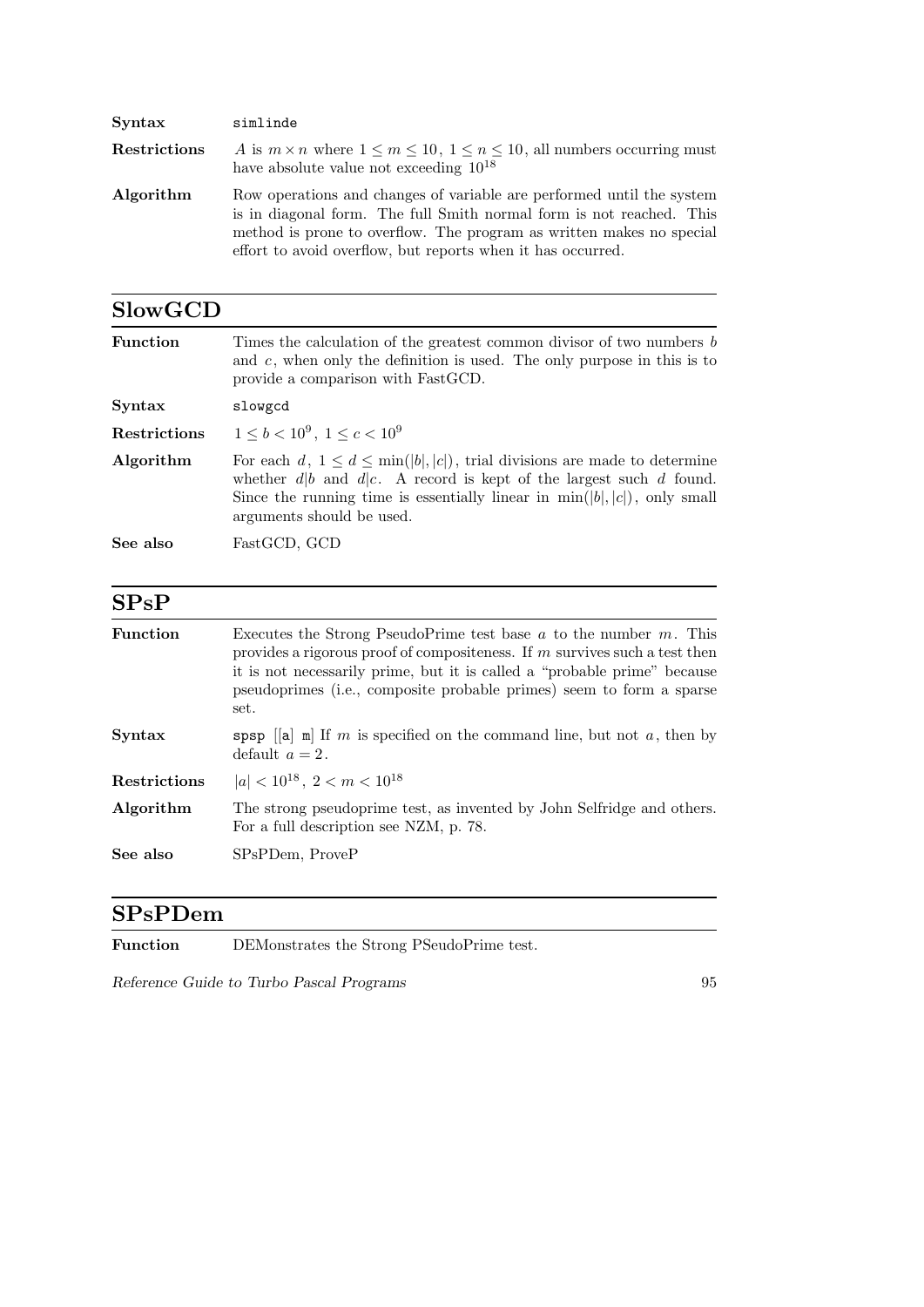**Syntax** simlinde

**Restrictions** $A$ is $m \times n$ where $1 \le m \le 10$, $1 \le n \le 10$, all numbers occurring must have absolute value not exceeding $10^{18}$

**Algorithm** Row operations and changes of variable are performed until the system is in diagonal form. The full Smith normal form is not reached. This method is prone to overflow. The program as written makes no special effort to avoid overflow, but reports when it has occurred.

## SlowGCD

**Function** Times the calculation of the greatest common divisor of two numbers $b$ and $c$, when only the definition is used. The only purpose in this is to provide a comparison with FastGCD.

**Syntax** slowgcd

**Restrictions** $1 \le b < 10^9$, $1 \le c < 10^9$

**Algorithm** For each $d$, $1 \le d \le \min(|b|, |c|)$, trial divisions are made to determine whether $d|b$ and $d|c$. A record is kept of the largest such $d$ found. Since the running time is essentially linear in $\min(|b|, |c|)$, only small arguments should be used.

**See also** FastGCD, GCD

## SPsP

**Function** Executes the Strong PseudoPrime test base $a$ to the number $m$. This provides a rigorous proof of compositeness. If $m$ survives such a test then it is not necessarily prime, but it is called a "probable prime" because pseudoprimes (i.e., composite probable primes) seem to form a sparse set.

**Syntax** spsp [[a] m] If $m$ is specified on the command line, but not $a$, then by default $a = 2$.

**Restrictions** $|a| < 10^{18}$, $2 < m < 10^{18}$

**Algorithm** The strong pseudoprime test, as invented by John Selfridge and others. For a full description see NZM, p. 78.

**See also** SPsPDem, ProveP

## SPsPDem

**Function** DEMonstrates the Strong PSeudoPrime test.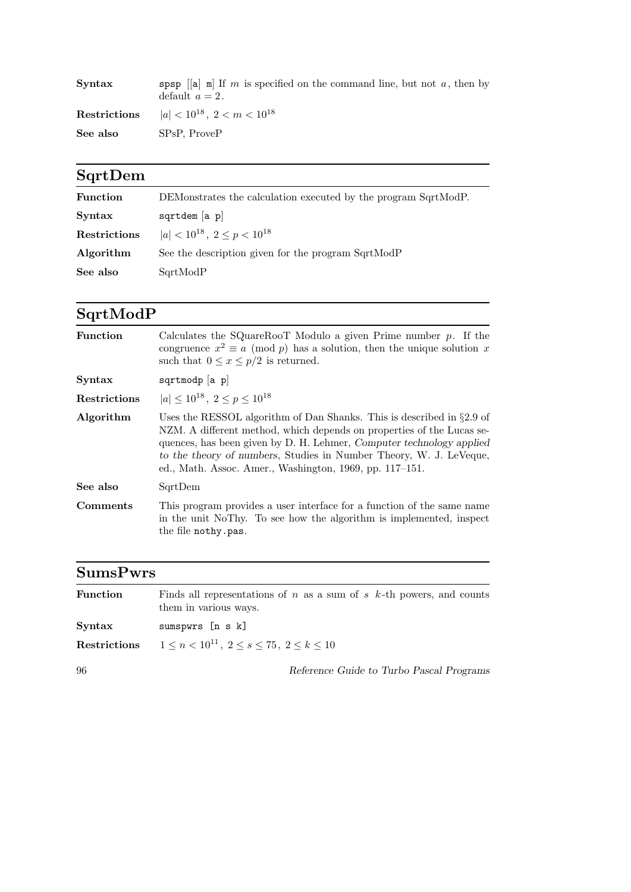**Syntax** spsp [[a] m] If $m$ is specified on the command line, but not $a$, then by default $a = 2$.

**Restrictions** $|a| < 10^{18}$, $2 < m < 10^{18}$

**See also** SPsP, ProveP

## SqrtDem

**Function** DEMonstrates the calculation executed by the program SqrtModP.

**Syntax** sqrtdem [a p]

**Restrictions** $|a| < 10^{18}$, $2 \le p < 10^{18}$

**Algorithm** See the description given for the program SqrtModP

**See also** SqrtModP

## SqrtModP

**Function** Calculates the SQuareRooT Modulo a given Prime number $p$. If the congruence $x^2 \equiv a \pmod p$ has a solution, then the unique solution $x$ such that $0 \le x \le p/2$ is returned.

**Syntax** sqrtmodp [a p]

**Restrictions** $|a| \le 10^{18}$, $2 \le p \le 10^{18}$

**Algorithm** Uses the RESSOL algorithm of Dan Shanks. This is described in §2.9 of NZM. A different method, which depends on properties of the Lucas sequences, has been given by D. H. Lehmer, *Computer technology applied to the theory of numbers*, Studies in Number Theory, W. J. LeVeque, ed., Math. Assoc. Amer., Washington, 1969, pp. 117–151.

**See also** SqrtDem

**Comments** This program provides a user interface for a function of the same name in the unit NoThy. To see how the algorithm is implemented, inspect the file nothy.pas.

## SumsPwrs

**Function** Finds all representations of $n$ as a sum of $s$ $k$-th powers, and counts them in various ways.

**Syntax** sumspwrs [n s k]

**Restrictions** $1 \le n < 10^{11}$, $2 \le s \le 75$, $2 \le k \le 10$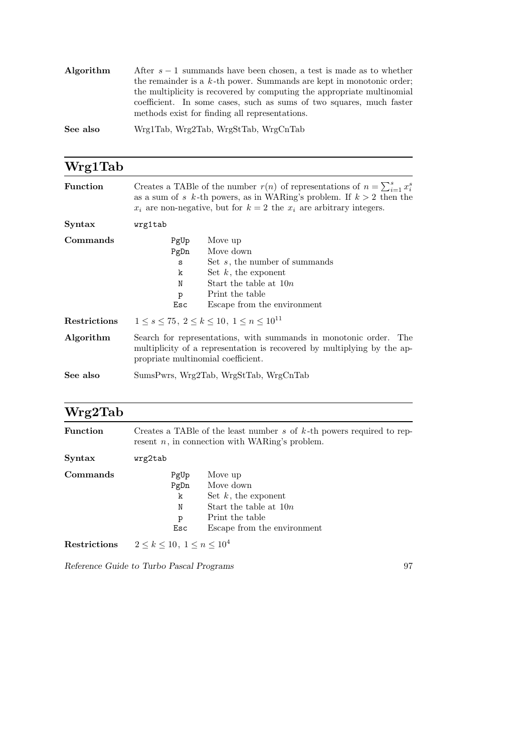**Algorithm** After $s-1$ summands have been chosen, a test is made as to whether the remainder is a $k$-th power. Summands are kept in monotonic order; the multiplicity is recovered by computing the appropriate multinomial coefficient. In some cases, such as sums of two squares, much faster methods exist for finding all representations.

**See also** Wrg1Tab, Wrg2Tab, WrgStTab, WrgCnTab

## Wrg1Tab

**Function** Creates a TABle of the number $r(n)$ of representations of $n = \sum_{i=1}^{s} x_i^s$ as a sum of $s$ $k$-th powers, as in WARing's problem. If $k > 2$ then the $x_i$ are non-negative, but for $k = 2$ the $x_i$ are arbitrary integers.

**Syntax** `wrg1tab`

**Commands**

| | |
|---|---|
| `PgUp` | Move up |
| `PgDn` | Move down |
| `s` | Set $s$, the number of summands |
| `k` | Set $k$, the exponent |
| `N` | Start the table at $10n$ |
| `p` | Print the table |
| `Esc` | Escape from the environment |

**Restrictions** $1 \le s \le 75$, $2 \le k \le 10$, $1 \le n \le 10^{11}$

**Algorithm** Search for representations, with summands in monotonic order. The multiplicity of a representation is recovered by multiplying by the appropriate multinomial coefficient.

**See also** SumsPwrs, Wrg2Tab, WrgStTab, WrgCnTab

## Wrg2Tab

**Function** Creates a TABle of the least number $s$ of $k$-th powers required to represent $n$, in connection with WARing's problem.

**Syntax** `wrg2tab`

**Commands**

| | |
|---|---|
| `PgUp` | Move up |
| `PgDn` | Move down |
| `k` | Set $k$, the exponent |
| `N` | Start the table at $10n$ |
| `p` | Print the table |
| `Esc` | Escape from the environment |

**Restrictions** $2 \le k \le 10$, $1 \le n \le 10^4$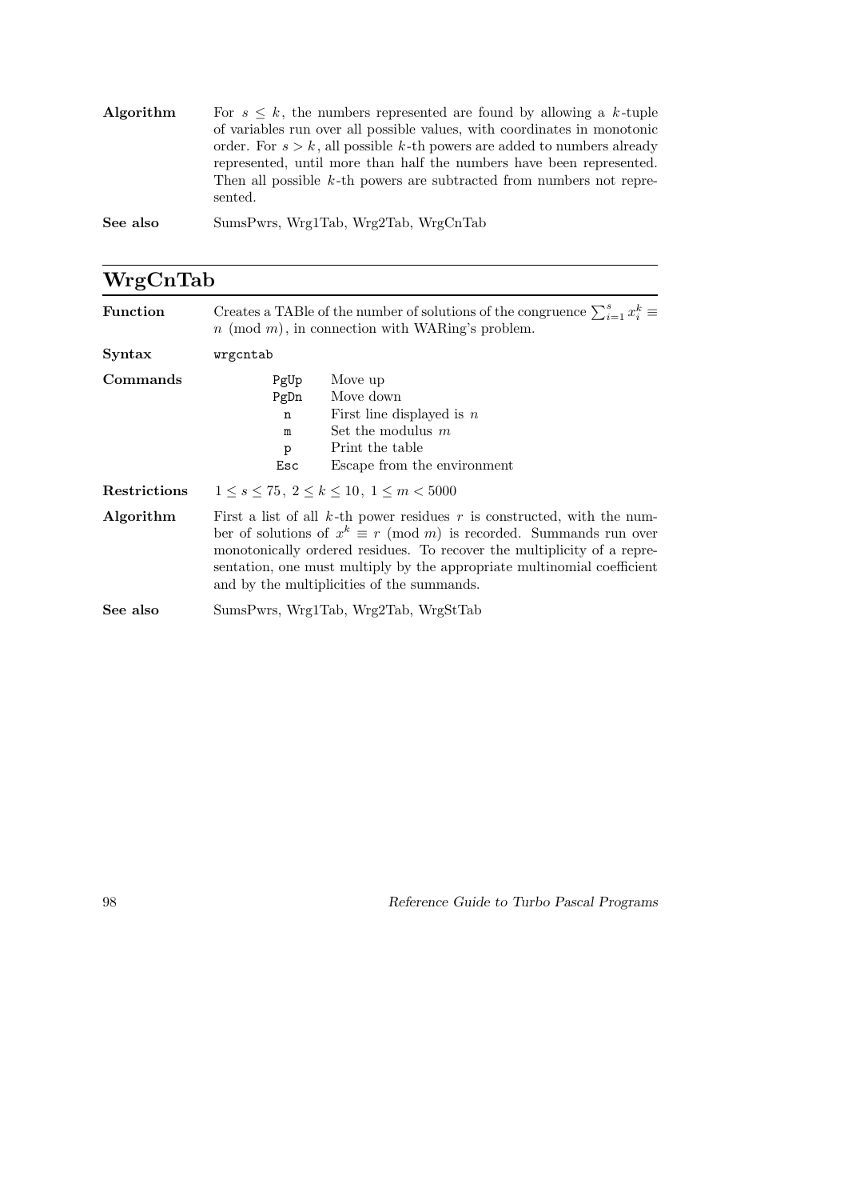**Algorithm** For $s \leq k$, the numbers represented are found by allowing a $k$-tuple of variables run over all possible values, with coordinates in monotonic order. For $s > k$, all possible $k$-th powers are added to numbers already represented, until more than half the numbers have been represented. Then all possible $k$-th powers are subtracted from numbers not represented.

**See also** SumsPwrs, Wrg1Tab, Wrg2Tab, WrgCnTab

## WrgCnTab

**Function** Creates a TABle of the number of solutions of the congruence $\sum_{i=1}^{s} x_i^k \equiv n \pmod{m}$, in connection with WARing's problem.

**Syntax** `wrgcntab`

**Commands**

| | |
|---|---|
| `PgUp` | Move up |
| `PgDn` | Move down |
| `n` | First line displayed is $n$ |
| `m` | Set the modulus $m$ |
| `p` | Print the table |
| `Esc` | Escape from the environment |

**Restrictions** $1 \leq s \leq 75$, $2 \leq k \leq 10$, $1 \leq m < 5000$

**Algorithm** First a list of all $k$-th power residues $r$ is constructed, with the number of solutions of $x^k \equiv r \pmod{m}$ is recorded. Summands run over monotonically ordered residues. To recover the multiplicity of a representation, one must multiply by the appropriate multinomial coefficient and by the multiplicities of the summands.

**See also** SumsPwrs, Wrg1Tab, Wrg2Tab, WrgStTab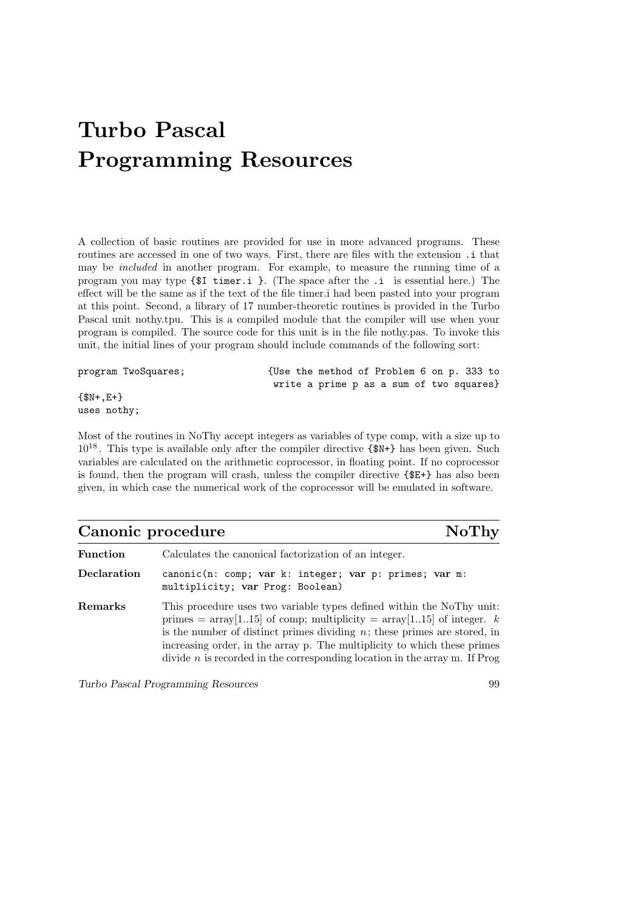# Turbo Pascal Programming Resources

A collection of basic routines are provided for use in more advanced programs. These routines are accessed in one of two ways. First, there are files with the extension `.i` that may be *included* in another program. For example, to measure the running time of a program you may type `{$I timer.i }`. (The space after the `.i` is essential here.) The effect will be the same as if the text of the file timer.i had been pasted into your program at this point. Second, a library of 17 number-theoretic routines is provided in the Turbo Pascal unit nothy.tpu. This is a compiled module that the compiler will use when your program is compiled. The source code for this unit is in the file nothy.pas. To invoke this unit, the initial lines of your program should include commands of the following sort:

```
program TwoSquares;              {Use the method of Problem 6 on p. 333 to
                                  write a prime p as a sum of two squares}
{$N+,E+}
uses nothy;
```

Most of the routines in NoThy accept integers as variables of type comp, with a size up to $10^{18}$. This type is available only after the compiler directive `{$N+}` has been given. Such variables are calculated on the arithmetic coprocessor, in floating point. If no coprocessor is found, then the program will crash, unless the compiler directive `{$E+}` has also been given, in which case the numerical work of the coprocessor will be emulated in software.

## Canonic procedure — NoThy

**Function** Calculates the canonical factorization of an integer.

**Declaration** `canonic(n: comp; var k: integer; var p: primes; var m: multiplicity; var Prog: Boolean)`

**Remarks** This procedure uses two variable types defined within the NoThy unit: primes = array[1..15] of comp; multiplicity = array[1..15] of integer. $k$ is the number of distinct primes dividing $n$; these primes are stored, in increasing order, in the array p. The multiplicity to which these primes divide $n$ is recorded in the corresponding location in the array m. If Prog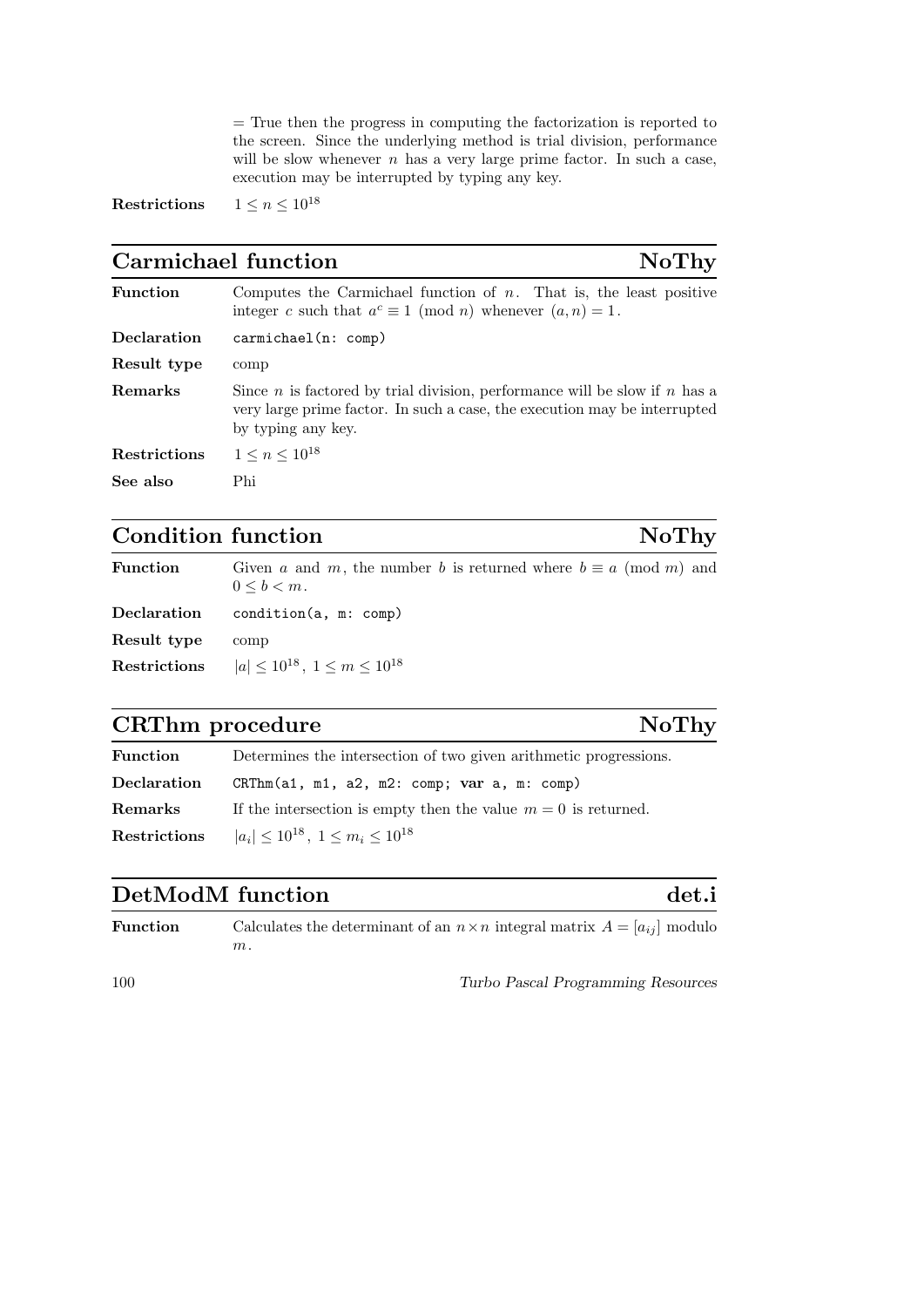= True then the progress in computing the factorization is reported to the screen. Since the underlying method is trial division, performance will be slow whenever $n$ has a very large prime factor. In such a case, execution may be interrupted by typing any key.

**Restrictions** $1 \le n \le 10^{18}$

## Carmichael function — NoThy

**Function** Computes the Carmichael function of $n$. That is, the least positive integer $c$ such that $a^c \equiv 1 \pmod{n}$ whenever $(a, n) = 1$.

**Declaration** `carmichael(n: comp)`

**Result type** comp

**Remarks** Since $n$ is factored by trial division, performance will be slow if $n$ has a very large prime factor. In such a case, the execution may be interrupted by typing any key.

**Restrictions** $1 \le n \le 10^{18}$

**See also** Phi

## Condition function — NoThy

**Function** Given $a$ and $m$, the number $b$ is returned where $b \equiv a \pmod{m}$ and $0 \le b < m$.

**Declaration** `condition(a, m: comp)`

**Result type** comp

**Restrictions** $|a| \le 10^{18}$, $1 \le m \le 10^{18}$

## CRThm procedure — NoThy

**Function** Determines the intersection of two given arithmetic progressions.

**Declaration** `CRThm(a1, m1, a2, m2: comp; var a, m: comp)`

**Remarks** If the intersection is empty then the value $m = 0$ is returned.

**Restrictions** $|a_i| \le 10^{18}$, $1 \le m_i \le 10^{18}$

## DetModM function — det.i

**Function** Calculates the determinant of an $n \times n$ integral matrix $A = [a_{ij}]$ modulo $m$.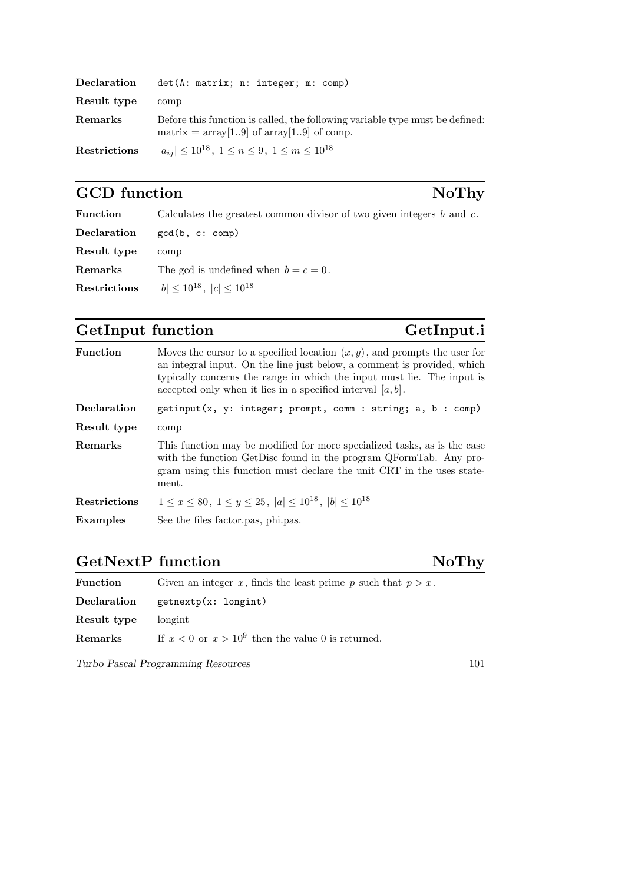| | |
|---|---|
| **Declaration** | `det(A: matrix; n: integer; m: comp)` |
| **Result type** | comp |
| **Remarks** | Before this function is called, the following variable type must be defined: matrix = array[1..9] of array[1..9] of comp. |
| **Restrictions** | $\|a_{ij}\| \le 10^{18},\ 1 \le n \le 9,\ 1 \le m \le 10^{18}$ |

## GCD function — NoThy

| | |
|---|---|
| **Function** | Calculates the greatest common divisor of two given integers $b$ and $c$. |
| **Declaration** | `gcd(b, c: comp)` |
| **Result type** | comp |
| **Remarks** | The gcd is undefined when $b = c = 0$. |
| **Restrictions** | $\|b\| \le 10^{18},\ \|c\| \le 10^{18}$ |

## GetInput function — GetInput.i

| | |
|---|---|
| **Function** | Moves the cursor to a specified location $(x, y)$, and prompts the user for an integral input. On the line just below, a comment is provided, which typically concerns the range in which the input must lie. The input is accepted only when it lies in a specified interval $[a, b]$. |
| **Declaration** | `getinput(x, y: integer; prompt, comm : string; a, b : comp)` |
| **Result type** | comp |
| **Remarks** | This function may be modified for more specialized tasks, as is the case with the function GetDisc found in the program QFormTab. Any program using this function must declare the unit CRT in the uses statement. |
| **Restrictions** | $1 \le x \le 80,\ 1 \le y \le 25,\ \|a\| \le 10^{18},\ \|b\| \le 10^{18}$ |
| **Examples** | See the files factor.pas, phi.pas. |

## GetNextP function — NoThy

| | |
|---|---|
| **Function** | Given an integer $x$, finds the least prime $p$ such that $p > x$. |
| **Declaration** | `getnextp(x: longint)` |
| **Result type** | longint |
| **Remarks** | If $x < 0$ or $x > 10^9$ then the value 0 is returned. |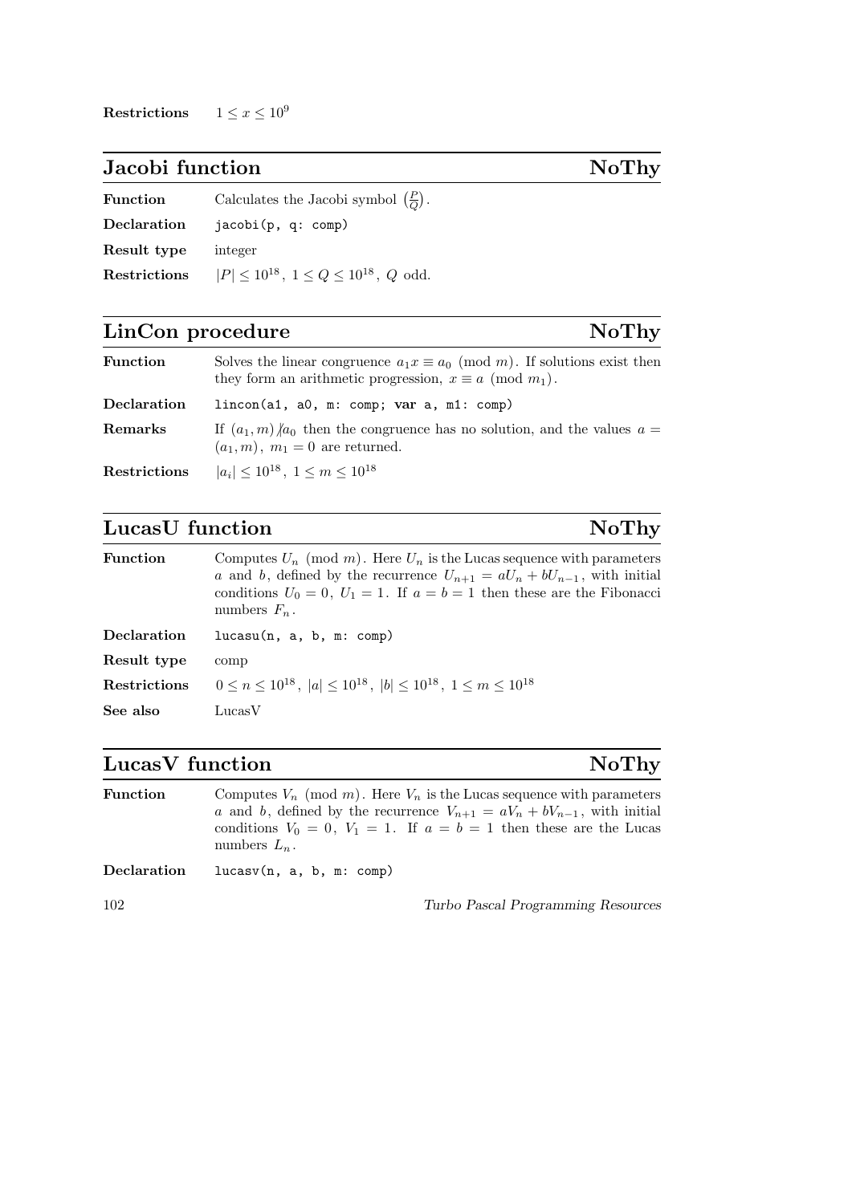**Restrictions** $1 \le x \le 10^9$

## Jacobi function **NoThy**

**Function** Calculates the Jacobi symbol $\left(\frac{P}{Q}\right)$.

**Declaration** `jacobi(p, q: comp)`

**Result type** integer

**Restrictions** $|P| \le 10^{18}$, $1 \le Q \le 10^{18}$, $Q$ odd.

## LinCon procedure **NoThy**

**Function** Solves the linear congruence $a_1 x \equiv a_0 \pmod{m}$. If solutions exist then they form an arithmetic progression, $x \equiv a \pmod{m_1}$.

**Declaration** `lincon(a1, a0, m: comp; var a, m1: comp)`

**Remarks** If $(a_1, m) \nmid a_0$ then the congruence has no solution, and the values $a = (a_1, m)$, $m_1 = 0$ are returned.

**Restrictions** $|a_i| \le 10^{18}$, $1 \le m \le 10^{18}$

## LucasU function **NoThy**

**Function** Computes $U_n \pmod{m}$. Here $U_n$ is the Lucas sequence with parameters $a$ and $b$, defined by the recurrence $U_{n+1} = aU_n + bU_{n-1}$, with initial conditions $U_0 = 0$, $U_1 = 1$. If $a = b = 1$ then these are the Fibonacci numbers $F_n$.

**Declaration** `lucasu(n, a, b, m: comp)`

**Result type** comp

**Restrictions** $0 \le n \le 10^{18}$, $|a| \le 10^{18}$, $|b| \le 10^{18}$, $1 \le m \le 10^{18}$

**See also** LucasV

## LucasV function **NoThy**

**Function** Computes $V_n \pmod{m}$. Here $V_n$ is the Lucas sequence with parameters $a$ and $b$, defined by the recurrence $V_{n+1} = aV_n + bV_{n-1}$, with initial conditions $V_0 = 0$, $V_1 = 1$. If $a = b = 1$ then these are the Lucas numbers $L_n$.

**Declaration** `lucasv(n, a, b, m: comp)`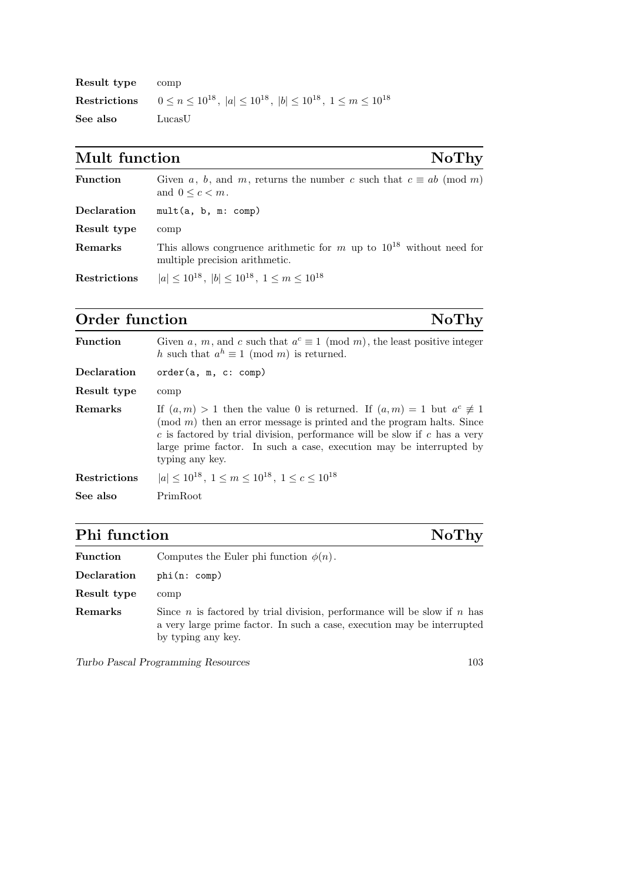**Result type** comp

**Restrictions** $0 \le n \le 10^{18},\ |a| \le 10^{18},\ |b| \le 10^{18},\ 1 \le m \le 10^{18}$

**See also** LucasU

## Mult function — NoThy

**Function** Given $a$, $b$, and $m$, returns the number $c$ such that $c \equiv ab \pmod{m}$ and $0 \le c < m$.

**Declaration** `mult(a, b, m: comp)`

**Result type** comp

**Remarks** This allows congruence arithmetic for $m$ up to $10^{18}$ without need for multiple precision arithmetic.

**Restrictions** $|a| \le 10^{18},\ |b| \le 10^{18},\ 1 \le m \le 10^{18}$

## Order function — NoThy

**Function** Given $a$, $m$, and $c$ such that $a^c \equiv 1 \pmod{m}$, the least positive integer $h$ such that $a^h \equiv 1 \pmod{m}$ is returned.

**Declaration** `order(a, m, c: comp)`

**Result type** comp

**Remarks** If $(a, m) > 1$ then the value 0 is returned. If $(a, m) = 1$ but $a^c \not\equiv 1 \pmod{m}$ then an error message is printed and the program halts. Since $c$ is factored by trial division, performance will be slow if $c$ has a very large prime factor. In such a case, execution may be interrupted by typing any key.

**Restrictions** $|a| \le 10^{18},\ 1 \le m \le 10^{18},\ 1 \le c \le 10^{18}$

**See also** PrimRoot

## Phi function — NoThy

**Function** Computes the Euler phi function $\phi(n)$.

**Declaration** `phi(n: comp)`

**Result type** comp

**Remarks** Since $n$ is factored by trial division, performance will be slow if $n$ has a very large prime factor. In such a case, execution may be interrupted by typing any key.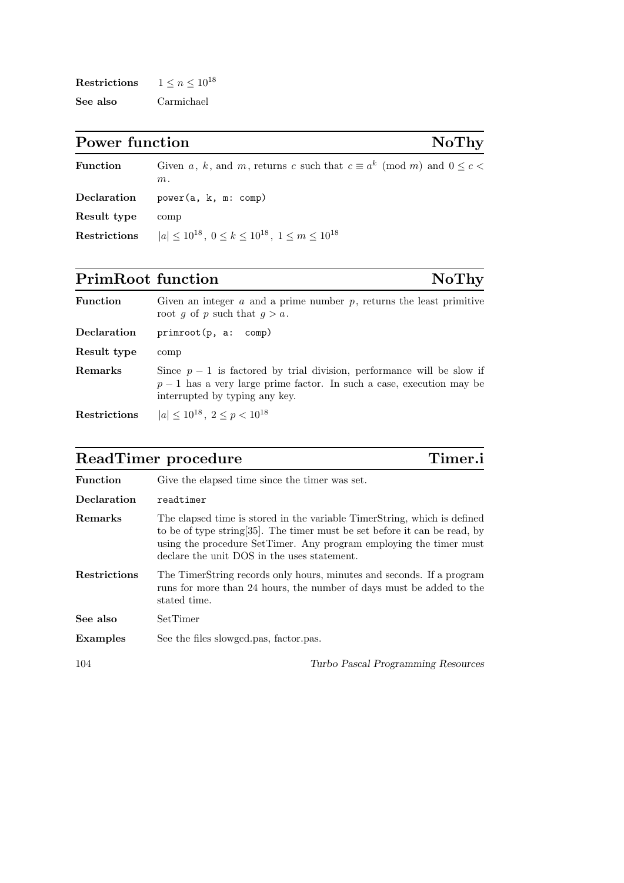**Restrictions** $1 \le n \le 10^{18}$

**See also** Carmichael

## Power function — NoThy

**Function** Given $a$, $k$, and $m$, returns $c$ such that $c \equiv a^k \pmod{m}$ and $0 \le c < m$.

**Declaration** `power(a, k, m: comp)`

**Result type** comp

**Restrictions** $|a| \le 10^{18}$, $0 \le k \le 10^{18}$, $1 \le m \le 10^{18}$

## PrimRoot function — NoThy

**Function** Given an integer $a$ and a prime number $p$, returns the least primitive root $g$ of $p$ such that $g > a$.

**Declaration** `primroot(p, a:  comp)`

**Result type** comp

**Remarks** Since $p - 1$ is factored by trial division, performance will be slow if $p - 1$ has a very large prime factor. In such a case, execution may be interrupted by typing any key.

**Restrictions** $|a| \le 10^{18}$, $2 \le p < 10^{18}$

## ReadTimer procedure — Timer.i

**Function** Give the elapsed time since the timer was set.

**Declaration** `readtimer`

**Remarks** The elapsed time is stored in the variable TimerString, which is defined to be of type string[35]. The timer must be set before it can be read, by using the procedure SetTimer. Any program employing the timer must declare the unit DOS in the uses statement.

**Restrictions** The TimerString records only hours, minutes and seconds. If a program runs for more than 24 hours, the number of days must be added to the stated time.

**See also** SetTimer

**Examples** See the files slowgcd.pas, factor.pas.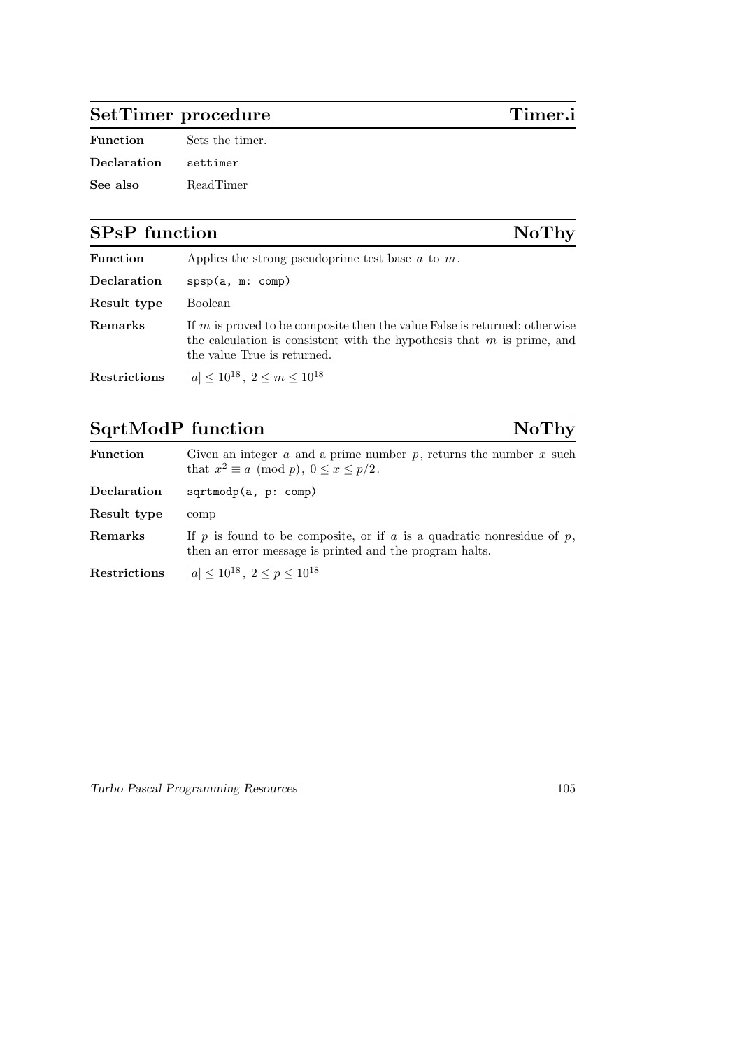## SetTimer procedure — Timer.i

**Function** Sets the timer.

**Declaration** `settimer`

**See also** ReadTimer

## SPsP function — NoThy

**Function** Applies the strong pseudoprime test base $a$ to $m$.

**Declaration** `spsp(a, m: comp)`

**Result type** Boolean

**Remarks** If $m$ is proved to be composite then the value False is returned; otherwise the calculation is consistent with the hypothesis that $m$ is prime, and the value True is returned.

**Restrictions** $|a| \le 10^{18}$, $2 \le m \le 10^{18}$

## SqrtModP function — NoThy

**Function** Given an integer $a$ and a prime number $p$, returns the number $x$ such that $x^2 \equiv a \pmod{p}$, $0 \le x \le p/2$.

**Declaration** `sqrtmodp(a, p: comp)`

**Result type** comp

**Remarks** If $p$ is found to be composite, or if $a$ is a quadratic nonresidue of $p$, then an error message is printed and the program halts.

**Restrictions** $|a| \le 10^{18}$, $2 \le p \le 10^{18}$